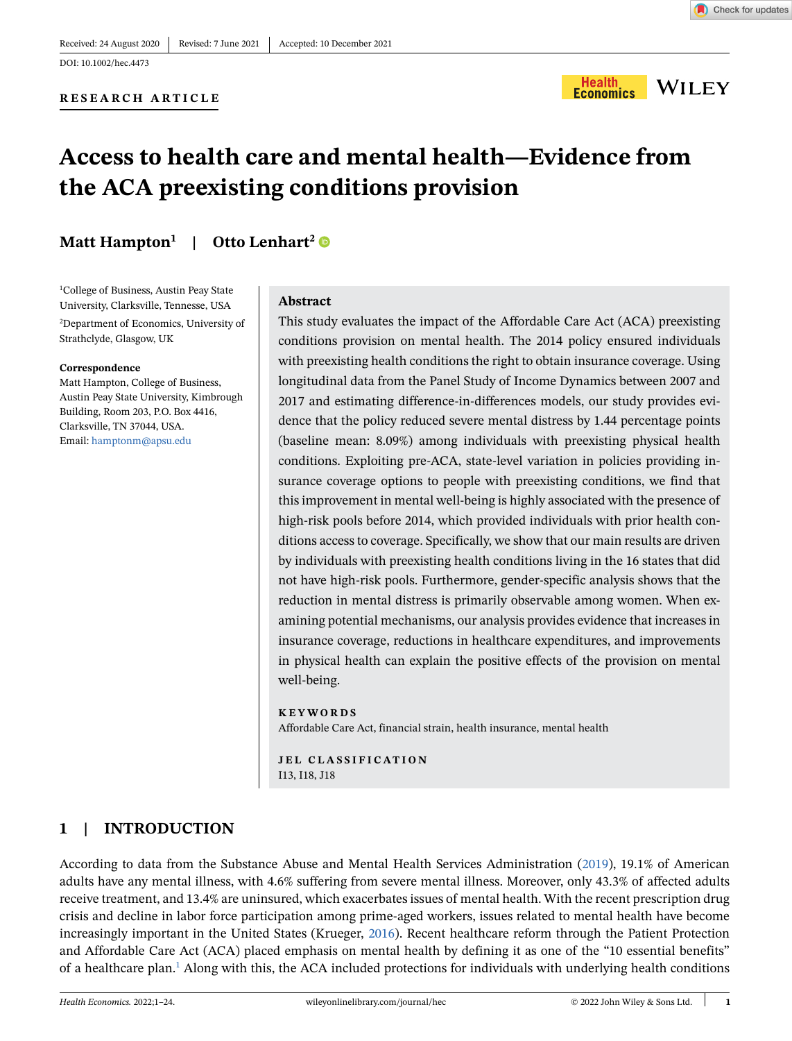Received: 24 August 2020 | Revised: 7 June 2021 | Accepted: 10 December 2021

DOI: 10.1002/hec.4473

RESEARCH ARTICLE

# Access to health care and mental health—Evidence from the ACA preexisting conditions provision

**Matt Hampton**[1] | **Otto Lenhart**[2]

[1]College of Business, Austin Peay State University, Clarksville, Tennesse, USA

[2]Department of Economics, University of Strathclyde, Glasgow, UK

**Correspondence**
Matt Hampton, College of Business, Austin Peay State University, Kimbrough Building, Room 203, P.O. Box 4416, Clarksville, TN 37044, USA.
Email: hamptonm@apsu.edu

## Abstract

This study evaluates the impact of the Affordable Care Act (ACA) preexisting conditions provision on mental health. The 2014 policy ensured individuals with preexisting health conditions the right to obtain insurance coverage. Using longitudinal data from the Panel Study of Income Dynamics between 2007 and 2017 and estimating difference-in-differences models, our study provides evidence that the policy reduced severe mental distress by 1.44 percentage points (baseline mean: 8.09%) among individuals with preexisting physical health conditions. Exploiting pre-ACA, state-level variation in policies providing insurance coverage options to people with preexisting conditions, we find that this improvement in mental well-being is highly associated with the presence of high-risk pools before 2014, which provided individuals with prior health conditions access to coverage. Specifically, we show that our main results are driven by individuals with preexisting health conditions living in the 16 states that did not have high-risk pools. Furthermore, gender-specific analysis shows that the reduction in mental distress is primarily observable among women. When examining potential mechanisms, our analysis provides evidence that increases in insurance coverage, reductions in healthcare expenditures, and improvements in physical health can explain the positive effects of the provision on mental well-being.

**KEYWORDS**
Affordable Care Act, financial strain, health insurance, mental health

**JEL CLASSIFICATION**
I13, I18, J18

## 1 | INTRODUCTION

According to data from the Substance Abuse and Mental Health Services Administration (2019), 19.1% of American adults have any mental illness, with 4.6% suffering from severe mental illness. Moreover, only 43.3% of affected adults receive treatment, and 13.4% are uninsured, which exacerbates issues of mental health. With the recent prescription drug crisis and decline in labor force participation among prime-aged workers, issues related to mental health have become increasingly important in the United States (Krueger, 2016). Recent healthcare reform through the Patient Protection and Affordable Care Act (ACA) placed emphasis on mental health by defining it as one of the "10 essential benefits" of a healthcare plan.[1] Along with this, the ACA included protections for individuals with underlying health conditions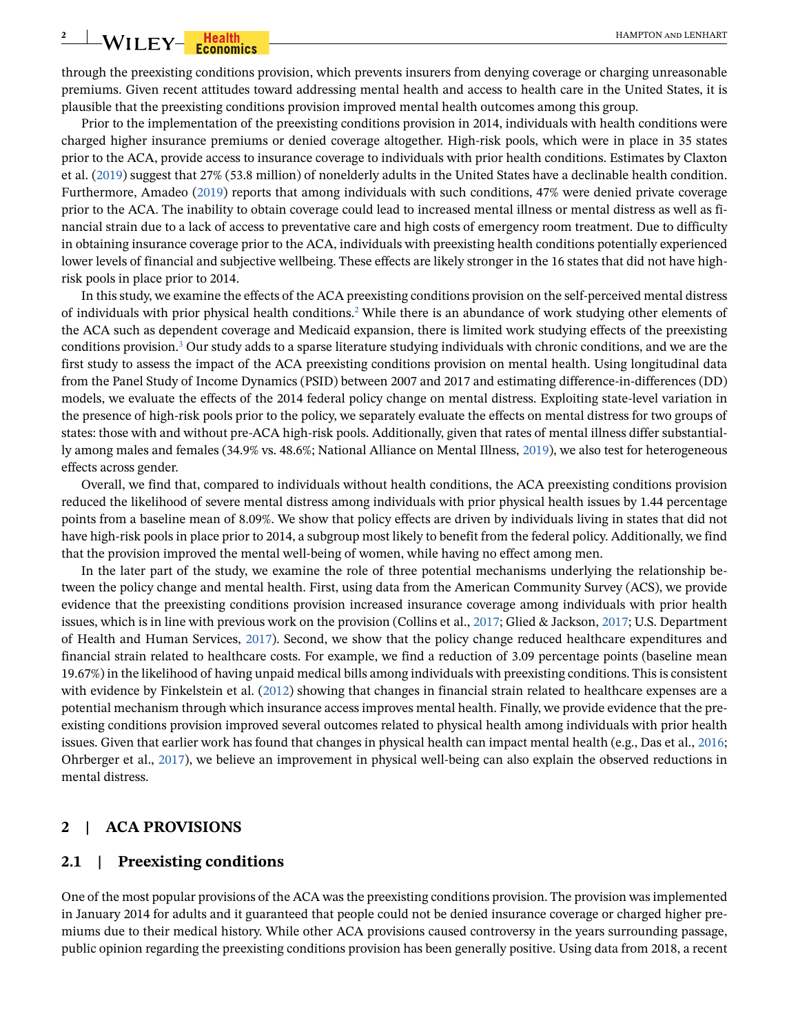through the preexisting conditions provision, which prevents insurers from denying coverage or charging unreasonable premiums. Given recent attitudes toward addressing mental health and access to health care in the United States, it is plausible that the preexisting conditions provision improved mental health outcomes among this group.

Prior to the implementation of the preexisting conditions provision in 2014, individuals with health conditions were charged higher insurance premiums or denied coverage altogether. High-risk pools, which were in place in 35 states prior to the ACA, provide access to insurance coverage to individuals with prior health conditions. Estimates by Claxton et al. (2019) suggest that 27% (53.8 million) of nonelderly adults in the United States have a declinable health condition. Furthermore, Amadeo (2019) reports that among individuals with such conditions, 47% were denied private coverage prior to the ACA. The inability to obtain coverage could lead to increased mental illness or mental distress as well as financial strain due to a lack of access to preventative care and high costs of emergency room treatment. Due to difficulty in obtaining insurance coverage prior to the ACA, individuals with preexisting health conditions potentially experienced lower levels of financial and subjective wellbeing. These effects are likely stronger in the 16 states that did not have high-risk pools in place prior to 2014.

In this study, we examine the effects of the ACA preexisting conditions provision on the self-perceived mental distress of individuals with prior physical health conditions.[2] While there is an abundance of work studying other elements of the ACA such as dependent coverage and Medicaid expansion, there is limited work studying effects of the preexisting conditions provision.[3] Our study adds to a sparse literature studying individuals with chronic conditions, and we are the first study to assess the impact of the ACA preexisting conditions provision on mental health. Using longitudinal data from the Panel Study of Income Dynamics (PSID) between 2007 and 2017 and estimating difference-in-differences (DD) models, we evaluate the effects of the 2014 federal policy change on mental distress. Exploiting state-level variation in the presence of high-risk pools prior to the policy, we separately evaluate the effects on mental distress for two groups of states: those with and without pre-ACA high-risk pools. Additionally, given that rates of mental illness differ substantially among males and females (34.9% vs. 48.6%; National Alliance on Mental Illness, 2019), we also test for heterogeneous effects across gender.

Overall, we find that, compared to individuals without health conditions, the ACA preexisting conditions provision reduced the likelihood of severe mental distress among individuals with prior physical health issues by 1.44 percentage points from a baseline mean of 8.09%. We show that policy effects are driven by individuals living in states that did not have high-risk pools in place prior to 2014, a subgroup most likely to benefit from the federal policy. Additionally, we find that the provision improved the mental well-being of women, while having no effect among men.

In the later part of the study, we examine the role of three potential mechanisms underlying the relationship between the policy change and mental health. First, using data from the American Community Survey (ACS), we provide evidence that the preexisting conditions provision increased insurance coverage among individuals with prior health issues, which is in line with previous work on the provision (Collins et al., 2017; Glied & Jackson, 2017; U.S. Department of Health and Human Services, 2017). Second, we show that the policy change reduced healthcare expenditures and financial strain related to healthcare costs. For example, we find a reduction of 3.09 percentage points (baseline mean 19.67%) in the likelihood of having unpaid medical bills among individuals with preexisting conditions. This is consistent with evidence by Finkelstein et al. (2012) showing that changes in financial strain related to healthcare expenses are a potential mechanism through which insurance access improves mental health. Finally, we provide evidence that the preexisting conditions provision improved several outcomes related to physical health among individuals with prior health issues. Given that earlier work has found that changes in physical health can impact mental health (e.g., Das et al., 2016; Ohrberger et al., 2017), we believe an improvement in physical well-being can also explain the observed reductions in mental distress.

## 2 | ACA PROVISIONS

### 2.1 | Preexisting conditions

One of the most popular provisions of the ACA was the preexisting conditions provision. The provision was implemented in January 2014 for adults and it guaranteed that people could not be denied insurance coverage or charged higher premiums due to their medical history. While other ACA provisions caused controversy in the years surrounding passage, public opinion regarding the preexisting conditions provision has been generally positive. Using data from 2018, a recent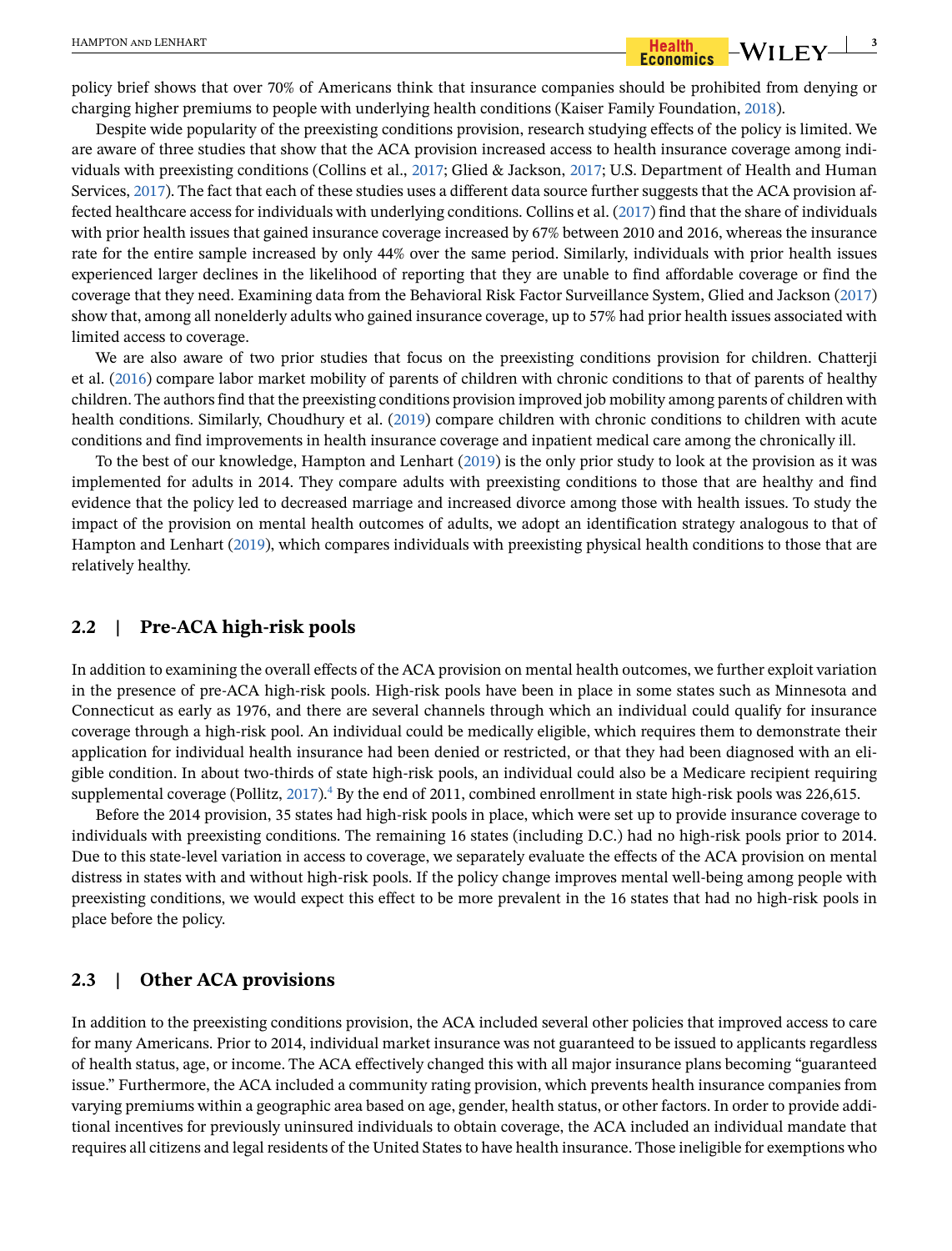policy brief shows that over 70% of Americans think that insurance companies should be prohibited from denying or charging higher premiums to people with underlying health conditions (Kaiser Family Foundation, 2018).

Despite wide popularity of the preexisting conditions provision, research studying effects of the policy is limited. We are aware of three studies that show that the ACA provision increased access to health insurance coverage among individuals with preexisting conditions (Collins et al., 2017; Glied & Jackson, 2017; U.S. Department of Health and Human Services, 2017). The fact that each of these studies uses a different data source further suggests that the ACA provision affected healthcare access for individuals with underlying conditions. Collins et al. (2017) find that the share of individuals with prior health issues that gained insurance coverage increased by 67% between 2010 and 2016, whereas the insurance rate for the entire sample increased by only 44% over the same period. Similarly, individuals with prior health issues experienced larger declines in the likelihood of reporting that they are unable to find affordable coverage or find the coverage that they need. Examining data from the Behavioral Risk Factor Surveillance System, Glied and Jackson (2017) show that, among all nonelderly adults who gained insurance coverage, up to 57% had prior health issues associated with limited access to coverage.

We are also aware of two prior studies that focus on the preexisting conditions provision for children. Chatterji et al. (2016) compare labor market mobility of parents of children with chronic conditions to that of parents of healthy children. The authors find that the preexisting conditions provision improved job mobility among parents of children with health conditions. Similarly, Choudhury et al. (2019) compare children with chronic conditions to children with acute conditions and find improvements in health insurance coverage and inpatient medical care among the chronically ill.

To the best of our knowledge, Hampton and Lenhart (2019) is the only prior study to look at the provision as it was implemented for adults in 2014. They compare adults with preexisting conditions to those that are healthy and find evidence that the policy led to decreased marriage and increased divorce among those with health issues. To study the impact of the provision on mental health outcomes of adults, we adopt an identification strategy analogous to that of Hampton and Lenhart (2019), which compares individuals with preexisting physical health conditions to those that are relatively healthy.

## 2.2 | Pre-ACA high-risk pools

In addition to examining the overall effects of the ACA provision on mental health outcomes, we further exploit variation in the presence of pre-ACA high-risk pools. High-risk pools have been in place in some states such as Minnesota and Connecticut as early as 1976, and there are several channels through which an individual could qualify for insurance coverage through a high-risk pool. An individual could be medically eligible, which requires them to demonstrate their application for individual health insurance had been denied or restricted, or that they had been diagnosed with an eligible condition. In about two-thirds of state high-risk pools, an individual could also be a Medicare recipient requiring supplemental coverage (Pollitz, 2017).[4] By the end of 2011, combined enrollment in state high-risk pools was 226,615.

Before the 2014 provision, 35 states had high-risk pools in place, which were set up to provide insurance coverage to individuals with preexisting conditions. The remaining 16 states (including D.C.) had no high-risk pools prior to 2014. Due to this state-level variation in access to coverage, we separately evaluate the effects of the ACA provision on mental distress in states with and without high-risk pools. If the policy change improves mental well-being among people with preexisting conditions, we would expect this effect to be more prevalent in the 16 states that had no high-risk pools in place before the policy.

## 2.3 | Other ACA provisions

In addition to the preexisting conditions provision, the ACA included several other policies that improved access to care for many Americans. Prior to 2014, individual market insurance was not guaranteed to be issued to applicants regardless of health status, age, or income. The ACA effectively changed this with all major insurance plans becoming "guaranteed issue." Furthermore, the ACA included a community rating provision, which prevents health insurance companies from varying premiums within a geographic area based on age, gender, health status, or other factors. In order to provide additional incentives for previously uninsured individuals to obtain coverage, the ACA included an individual mandate that requires all citizens and legal residents of the United States to have health insurance. Those ineligible for exemptions who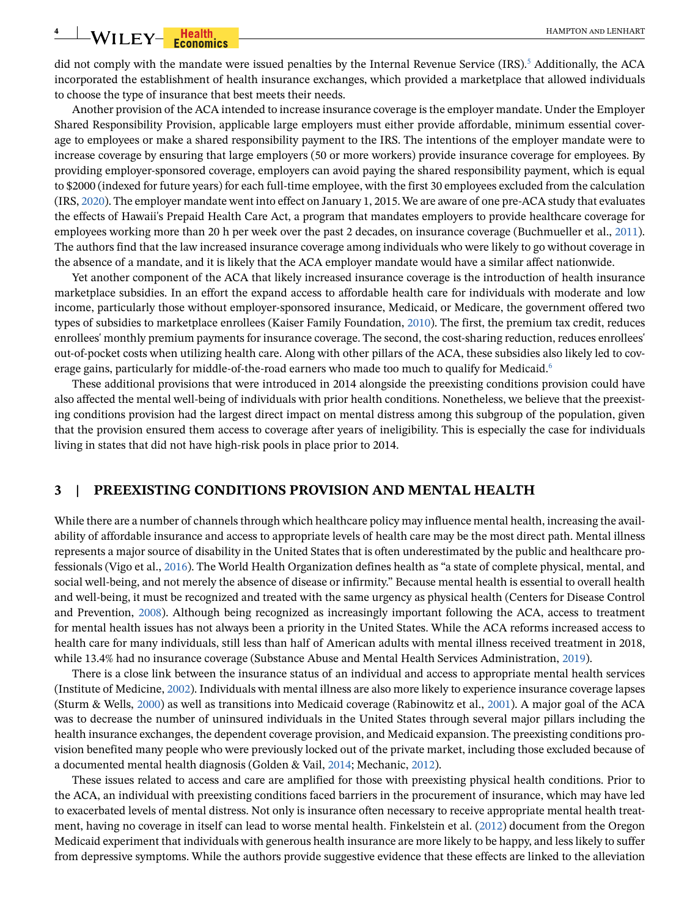did not comply with the mandate were issued penalties by the Internal Revenue Service (IRS).[5] Additionally, the ACA incorporated the establishment of health insurance exchanges, which provided a marketplace that allowed individuals to choose the type of insurance that best meets their needs.

Another provision of the ACA intended to increase insurance coverage is the employer mandate. Under the Employer Shared Responsibility Provision, applicable large employers must either provide affordable, minimum essential coverage to employees or make a shared responsibility payment to the IRS. The intentions of the employer mandate were to increase coverage by ensuring that large employers (50 or more workers) provide insurance coverage for employees. By providing employer-sponsored coverage, employers can avoid paying the shared responsibility payment, which is equal to $2000 (indexed for future years) for each full-time employee, with the first 30 employees excluded from the calculation (IRS, 2020). The employer mandate went into effect on January 1, 2015. We are aware of one pre-ACA study that evaluates the effects of Hawaii's Prepaid Health Care Act, a program that mandates employers to provide healthcare coverage for employees working more than 20 h per week over the past 2 decades, on insurance coverage (Buchmueller et al., 2011). The authors find that the law increased insurance coverage among individuals who were likely to go without coverage in the absence of a mandate, and it is likely that the ACA employer mandate would have a similar affect nationwide.

Yet another component of the ACA that likely increased insurance coverage is the introduction of health insurance marketplace subsidies. In an effort the expand access to affordable health care for individuals with moderate and low income, particularly those without employer-sponsored insurance, Medicaid, or Medicare, the government offered two types of subsidies to marketplace enrollees (Kaiser Family Foundation, 2010). The first, the premium tax credit, reduces enrollees' monthly premium payments for insurance coverage. The second, the cost-sharing reduction, reduces enrollees' out-of-pocket costs when utilizing health care. Along with other pillars of the ACA, these subsidies also likely led to coverage gains, particularly for middle-of-the-road earners who made too much to qualify for Medicaid.[6]

These additional provisions that were introduced in 2014 alongside the preexisting conditions provision could have also affected the mental well-being of individuals with prior health conditions. Nonetheless, we believe that the preexisting conditions provision had the largest direct impact on mental distress among this subgroup of the population, given that the provision ensured them access to coverage after years of ineligibility. This is especially the case for individuals living in states that did not have high-risk pools in place prior to 2014.

## 3 | PREEXISTING CONDITIONS PROVISION AND MENTAL HEALTH

While there are a number of channels through which healthcare policy may influence mental health, increasing the availability of affordable insurance and access to appropriate levels of health care may be the most direct path. Mental illness represents a major source of disability in the United States that is often underestimated by the public and healthcare professionals (Vigo et al., 2016). The World Health Organization defines health as "a state of complete physical, mental, and social well-being, and not merely the absence of disease or infirmity." Because mental health is essential to overall health and well-being, it must be recognized and treated with the same urgency as physical health (Centers for Disease Control and Prevention, 2008). Although being recognized as increasingly important following the ACA, access to treatment for mental health issues has not always been a priority in the United States. While the ACA reforms increased access to health care for many individuals, still less than half of American adults with mental illness received treatment in 2018, while 13.4% had no insurance coverage (Substance Abuse and Mental Health Services Administration, 2019).

There is a close link between the insurance status of an individual and access to appropriate mental health services (Institute of Medicine, 2002). Individuals with mental illness are also more likely to experience insurance coverage lapses (Sturm & Wells, 2000) as well as transitions into Medicaid coverage (Rabinowitz et al., 2001). A major goal of the ACA was to decrease the number of uninsured individuals in the United States through several major pillars including the health insurance exchanges, the dependent coverage provision, and Medicaid expansion. The preexisting conditions provision benefited many people who were previously locked out of the private market, including those excluded because of a documented mental health diagnosis (Golden & Vail, 2014; Mechanic, 2012).

These issues related to access and care are amplified for those with preexisting physical health conditions. Prior to the ACA, an individual with preexisting conditions faced barriers in the procurement of insurance, which may have led to exacerbated levels of mental distress. Not only is insurance often necessary to receive appropriate mental health treatment, having no coverage in itself can lead to worse mental health. Finkelstein et al. (2012) document from the Oregon Medicaid experiment that individuals with generous health insurance are more likely to be happy, and less likely to suffer from depressive symptoms. While the authors provide suggestive evidence that these effects are linked to the alleviation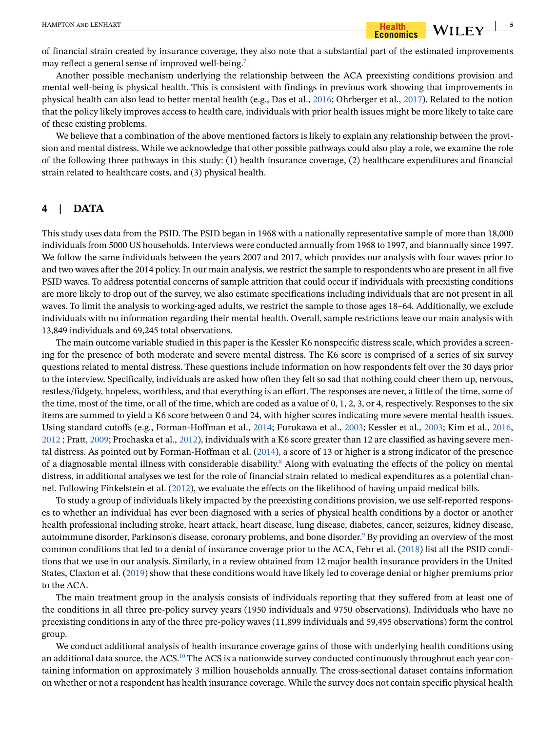of financial strain created by insurance coverage, they also note that a substantial part of the estimated improvements may reflect a general sense of improved well-being.[7]

Another possible mechanism underlying the relationship between the ACA preexisting conditions provision and mental well-being is physical health. This is consistent with findings in previous work showing that improvements in physical health can also lead to better mental health (e.g., Das et al., 2016; Ohrberger et al., 2017). Related to the notion that the policy likely improves access to health care, individuals with prior health issues might be more likely to take care of these existing problems.

We believe that a combination of the above mentioned factors is likely to explain any relationship between the provision and mental distress. While we acknowledge that other possible pathways could also play a role, we examine the role of the following three pathways in this study: (1) health insurance coverage, (2) healthcare expenditures and financial strain related to healthcare costs, and (3) physical health.

## 4 | DATA

This study uses data from the PSID. The PSID began in 1968 with a nationally representative sample of more than 18,000 individuals from 5000 US households. Interviews were conducted annually from 1968 to 1997, and biannually since 1997. We follow the same individuals between the years 2007 and 2017, which provides our analysis with four waves prior to and two waves after the 2014 policy. In our main analysis, we restrict the sample to respondents who are present in all five PSID waves. To address potential concerns of sample attrition that could occur if individuals with preexisting conditions are more likely to drop out of the survey, we also estimate specifications including individuals that are not present in all waves. To limit the analysis to working-aged adults, we restrict the sample to those ages 18–64. Additionally, we exclude individuals with no information regarding their mental health. Overall, sample restrictions leave our main analysis with 13,849 individuals and 69,245 total observations.

The main outcome variable studied in this paper is the Kessler K6 nonspecific distress scale, which provides a screening for the presence of both moderate and severe mental distress. The K6 score is comprised of a series of six survey questions related to mental distress. These questions include information on how respondents felt over the 30 days prior to the interview. Specifically, individuals are asked how often they felt so sad that nothing could cheer them up, nervous, restless/fidgety, hopeless, worthless, and that everything is an effort. The responses are never, a little of the time, some of the time, most of the time, or all of the time, which are coded as a value of 0, 1, 2, 3, or 4, respectively. Responses to the six items are summed to yield a K6 score between 0 and 24, with higher scores indicating more severe mental health issues. Using standard cutoffs (e.g., Forman-Hoffman et al., 2014; Furukawa et al., 2003; Kessler et al., 2003; Kim et al., 2016, 2012 ; Pratt, 2009; Prochaska et al., 2012), individuals with a K6 score greater than 12 are classified as having severe mental distress. As pointed out by Forman-Hoffman et al. (2014), a score of 13 or higher is a strong indicator of the presence of a diagnosable mental illness with considerable disability.[8] Along with evaluating the effects of the policy on mental distress, in additional analyses we test for the role of financial strain related to medical expenditures as a potential channel. Following Finkelstein et al. (2012), we evaluate the effects on the likelihood of having unpaid medical bills.

To study a group of individuals likely impacted by the preexisting conditions provision, we use self-reported responses to whether an individual has ever been diagnosed with a series of physical health conditions by a doctor or another health professional including stroke, heart attack, heart disease, lung disease, diabetes, cancer, seizures, kidney disease, autoimmune disorder, Parkinson's disease, coronary problems, and bone disorder.[9] By providing an overview of the most common conditions that led to a denial of insurance coverage prior to the ACA, Fehr et al. (2018) list all the PSID conditions that we use in our analysis. Similarly, in a review obtained from 12 major health insurance providers in the United States, Claxton et al. (2019) show that these conditions would have likely led to coverage denial or higher premiums prior to the ACA.

The main treatment group in the analysis consists of individuals reporting that they suffered from at least one of the conditions in all three pre-policy survey years (1950 individuals and 9750 observations). Individuals who have no preexisting conditions in any of the three pre-policy waves (11,899 individuals and 59,495 observations) form the control group.

We conduct additional analysis of health insurance coverage gains of those with underlying health conditions using an additional data source, the ACS.[10] The ACS is a nationwide survey conducted continuously throughout each year containing information on approximately 3 million households annually. The cross-sectional dataset contains information on whether or not a respondent has health insurance coverage. While the survey does not contain specific physical health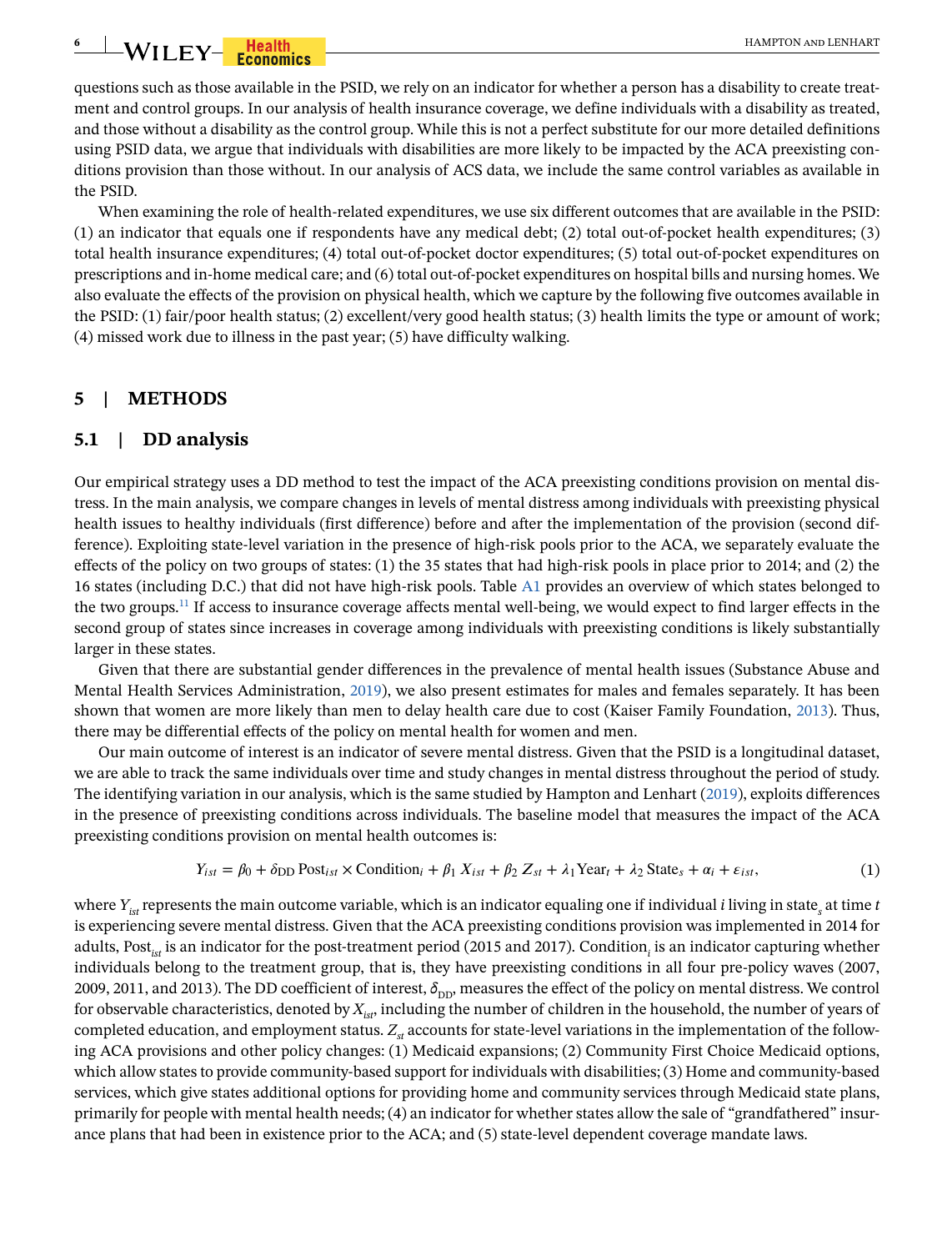questions such as those available in the PSID, we rely on an indicator for whether a person has a disability to create treatment and control groups. In our analysis of health insurance coverage, we define individuals with a disability as treated, and those without a disability as the control group. While this is not a perfect substitute for our more detailed definitions using PSID data, we argue that individuals with disabilities are more likely to be impacted by the ACA preexisting conditions provision than those without. In our analysis of ACS data, we include the same control variables as available in the PSID.

When examining the role of health-related expenditures, we use six different outcomes that are available in the PSID: (1) an indicator that equals one if respondents have any medical debt; (2) total out-of-pocket health expenditures; (3) total health insurance expenditures; (4) total out-of-pocket doctor expenditures; (5) total out-of-pocket expenditures on prescriptions and in-home medical care; and (6) total out-of-pocket expenditures on hospital bills and nursing homes. We also evaluate the effects of the provision on physical health, which we capture by the following five outcomes available in the PSID: (1) fair/poor health status; (2) excellent/very good health status; (3) health limits the type or amount of work; (4) missed work due to illness in the past year; (5) have difficulty walking.

## 5 | METHODS

### 5.1 | DD analysis

Our empirical strategy uses a DD method to test the impact of the ACA preexisting conditions provision on mental distress. In the main analysis, we compare changes in levels of mental distress among individuals with preexisting physical health issues to healthy individuals (first difference) before and after the implementation of the provision (second difference). Exploiting state-level variation in the presence of high-risk pools prior to the ACA, we separately evaluate the effects of the policy on two groups of states: (1) the 35 states that had high-risk pools in place prior to 2014; and (2) the 16 states (including D.C.) that did not have high-risk pools. Table A1 provides an overview of which states belonged to the two groups.[11] If access to insurance coverage affects mental well-being, we would expect to find larger effects in the second group of states since increases in coverage among individuals with preexisting conditions is likely substantially larger in these states.

Given that there are substantial gender differences in the prevalence of mental health issues (Substance Abuse and Mental Health Services Administration, 2019), we also present estimates for males and females separately. It has been shown that women are more likely than men to delay health care due to cost (Kaiser Family Foundation, 2013). Thus, there may be differential effects of the policy on mental health for women and men.

Our main outcome of interest is an indicator of severe mental distress. Given that the PSID is a longitudinal dataset, we are able to track the same individuals over time and study changes in mental distress throughout the period of study. The identifying variation in our analysis, which is the same studied by Hampton and Lenhart (2019), exploits differences in the presence of preexisting conditions across individuals. The baseline model that measures the impact of the ACA preexisting conditions provision on mental health outcomes is:

$$Y_{ist} = \beta_0 + \delta_{\text{DD}}\,\text{Post}_{ist} \times \text{Condition}_i + \beta_1\,X_{ist} + \beta_2\,Z_{st} + \lambda_1\,\text{Year}_t + \lambda_2\,\text{State}_s + \alpha_i + \varepsilon_{ist}, \tag{1}$$

where $Y_{ist}$ represents the main outcome variable, which is an indicator equaling one if individual $i$ living in state$_s$ at time $t$ is experiencing severe mental distress. Given that the ACA preexisting conditions provision was implemented in 2014 for adults, $\text{Post}_{ist}$ is an indicator for the post-treatment period (2015 and 2017). $\text{Condition}_i$ is an indicator capturing whether individuals belong to the treatment group, that is, they have preexisting conditions in all four pre-policy waves (2007, 2009, 2011, and 2013). The DD coefficient of interest, $\delta_{\text{DD}}$, measures the effect of the policy on mental distress. We control for observable characteristics, denoted by $X_{ist}$, including the number of children in the household, the number of years of completed education, and employment status. $Z_{st}$ accounts for state-level variations in the implementation of the following ACA provisions and other policy changes: (1) Medicaid expansions; (2) Community First Choice Medicaid options, which allow states to provide community-based support for individuals with disabilities; (3) Home and community-based services, which give states additional options for providing home and community services through Medicaid state plans, primarily for people with mental health needs; (4) an indicator for whether states allow the sale of "grandfathered" insurance plans that had been in existence prior to the ACA; and (5) state-level dependent coverage mandate laws.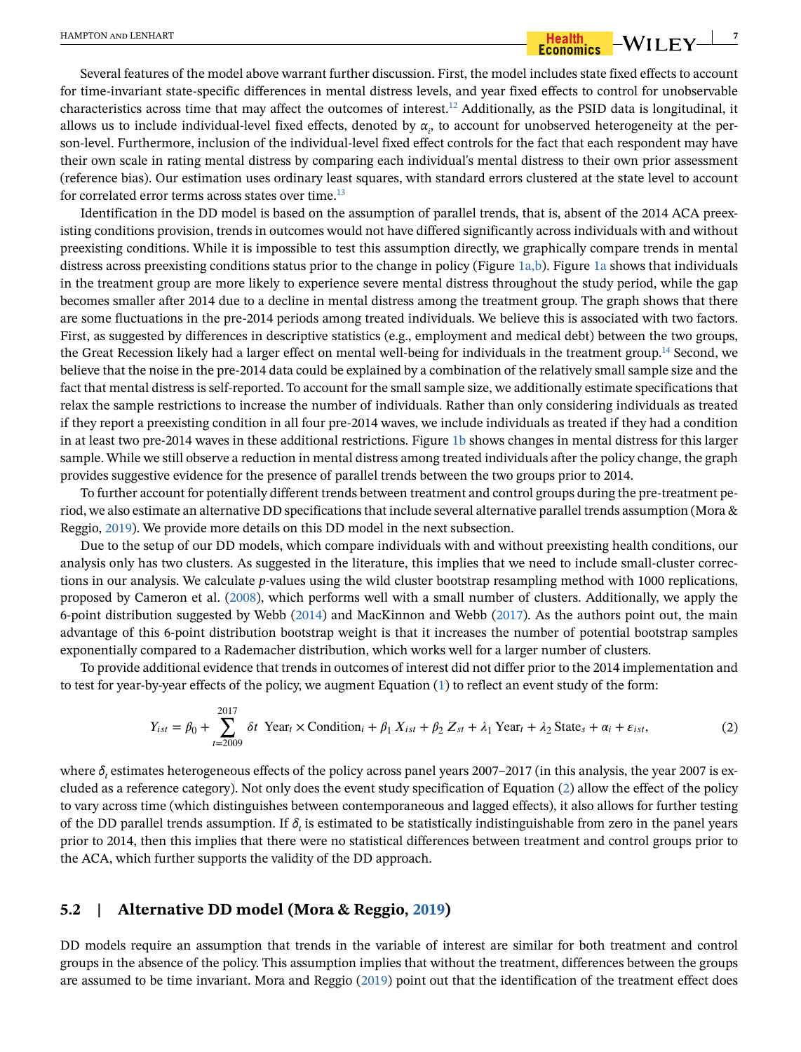Several features of the model above warrant further discussion. First, the model includes state fixed effects to account for time-invariant state-specific differences in mental distress levels, and year fixed effects to control for unobservable characteristics across time that may affect the outcomes of interest.[12] Additionally, as the PSID data is longitudinal, it allows us to include individual-level fixed effects, denoted by $\alpha_i$, to account for unobserved heterogeneity at the person-level. Furthermore, inclusion of the individual-level fixed effect controls for the fact that each respondent may have their own scale in rating mental distress by comparing each individual's mental distress to their own prior assessment (reference bias). Our estimation uses ordinary least squares, with standard errors clustered at the state level to account for correlated error terms across states over time.[13]

Identification in the DD model is based on the assumption of parallel trends, that is, absent of the 2014 ACA preexisting conditions provision, trends in outcomes would not have differed significantly across individuals with and without preexisting conditions. While it is impossible to test this assumption directly, we graphically compare trends in mental distress across preexisting conditions status prior to the change in policy (Figure 1a,b). Figure 1a shows that individuals in the treatment group are more likely to experience severe mental distress throughout the study period, while the gap becomes smaller after 2014 due to a decline in mental distress among the treatment group. The graph shows that there are some fluctuations in the pre-2014 periods among treated individuals. We believe this is associated with two factors. First, as suggested by differences in descriptive statistics (e.g., employment and medical debt) between the two groups, the Great Recession likely had a larger effect on mental well-being for individuals in the treatment group.[14] Second, we believe that the noise in the pre-2014 data could be explained by a combination of the relatively small sample size and the fact that mental distress is self-reported. To account for the small sample size, we additionally estimate specifications that relax the sample restrictions to increase the number of individuals. Rather than only considering individuals as treated if they report a preexisting condition in all four pre-2014 waves, we include individuals as treated if they had a condition in at least two pre-2014 waves in these additional restrictions. Figure 1b shows changes in mental distress for this larger sample. While we still observe a reduction in mental distress among treated individuals after the policy change, the graph provides suggestive evidence for the presence of parallel trends between the two groups prior to 2014.

To further account for potentially different trends between treatment and control groups during the pre-treatment period, we also estimate an alternative DD specifications that include several alternative parallel trends assumption (Mora & Reggio, 2019). We provide more details on this DD model in the next subsection.

Due to the setup of our DD models, which compare individuals with and without preexisting health conditions, our analysis only has two clusters. As suggested in the literature, this implies that we need to include small-cluster corrections in our analysis. We calculate $p$-values using the wild cluster bootstrap resampling method with 1000 replications, proposed by Cameron et al. (2008), which performs well with a small number of clusters. Additionally, we apply the 6-point distribution suggested by Webb (2014) and MacKinnon and Webb (2017). As the authors point out, the main advantage of this 6-point distribution bootstrap weight is that it increases the number of potential bootstrap samples exponentially compared to a Rademacher distribution, which works well for a larger number of clusters.

To provide additional evidence that trends in outcomes of interest did not differ prior to the 2014 implementation and to test for year-by-year effects of the policy, we augment Equation (1) to reflect an event study of the form:

$$Y_{ist} = \beta_0 + \sum_{t=2009}^{2017} \delta t \ \text{Year}_t \times \text{Condition}_i + \beta_1 X_{ist} + \beta_2 Z_{st} + \lambda_1 \text{Year}_t + \lambda_2 \text{State}_s + \alpha_i + \varepsilon_{ist}, \tag{2}$$

where $\delta_t$ estimates heterogeneous effects of the policy across panel years 2007–2017 (in this analysis, the year 2007 is excluded as a reference category). Not only does the event study specification of Equation (2) allow the effect of the policy to vary across time (which distinguishes between contemporaneous and lagged effects), it also allows for further testing of the DD parallel trends assumption. If $\delta_t$ is estimated to be statistically indistinguishable from zero in the panel years prior to 2014, then this implies that there were no statistical differences between treatment and control groups prior to the ACA, which further supports the validity of the DD approach.

## 5.2 | Alternative DD model (Mora & Reggio, 2019)

DD models require an assumption that trends in the variable of interest are similar for both treatment and control groups in the absence of the policy. This assumption implies that without the treatment, differences between the groups are assumed to be time invariant. Mora and Reggio (2019) point out that the identification of the treatment effect does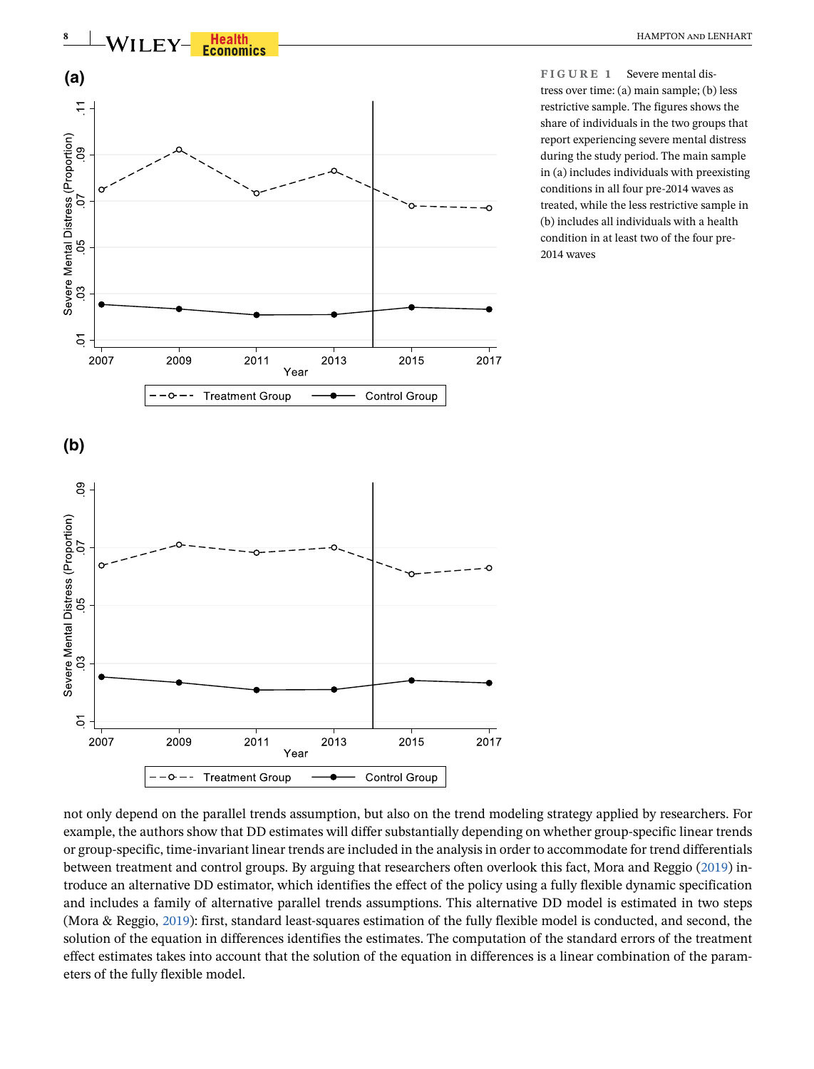FIGURE 1 Severe mental distress over time: (a) main sample; (b) less restrictive sample. The figures shows the share of individuals in the two groups that report experiencing severe mental distress during the study period. The main sample in (a) includes individuals with preexisting conditions in all four pre-2014 waves as treated, while the less restrictive sample in (b) includes all individuals with a health condition in at least two of the four pre-2014 waves

not only depend on the parallel trends assumption, but also on the trend modeling strategy applied by researchers. For example, the authors show that DD estimates will differ substantially depending on whether group-specific linear trends or group-specific, time-invariant linear trends are included in the analysis in order to accommodate for trend differentials between treatment and control groups. By arguing that researchers often overlook this fact, Mora and Reggio (2019) introduce an alternative DD estimator, which identifies the effect of the policy using a fully flexible dynamic specification and includes a family of alternative parallel trends assumptions. This alternative DD model is estimated in two steps (Mora & Reggio, 2019): first, standard least-squares estimation of the fully flexible model is conducted, and second, the solution of the equation in differences identifies the estimates. The computation of the standard errors of the treatment effect estimates takes into account that the solution of the equation in differences is a linear combination of the parameters of the fully flexible model.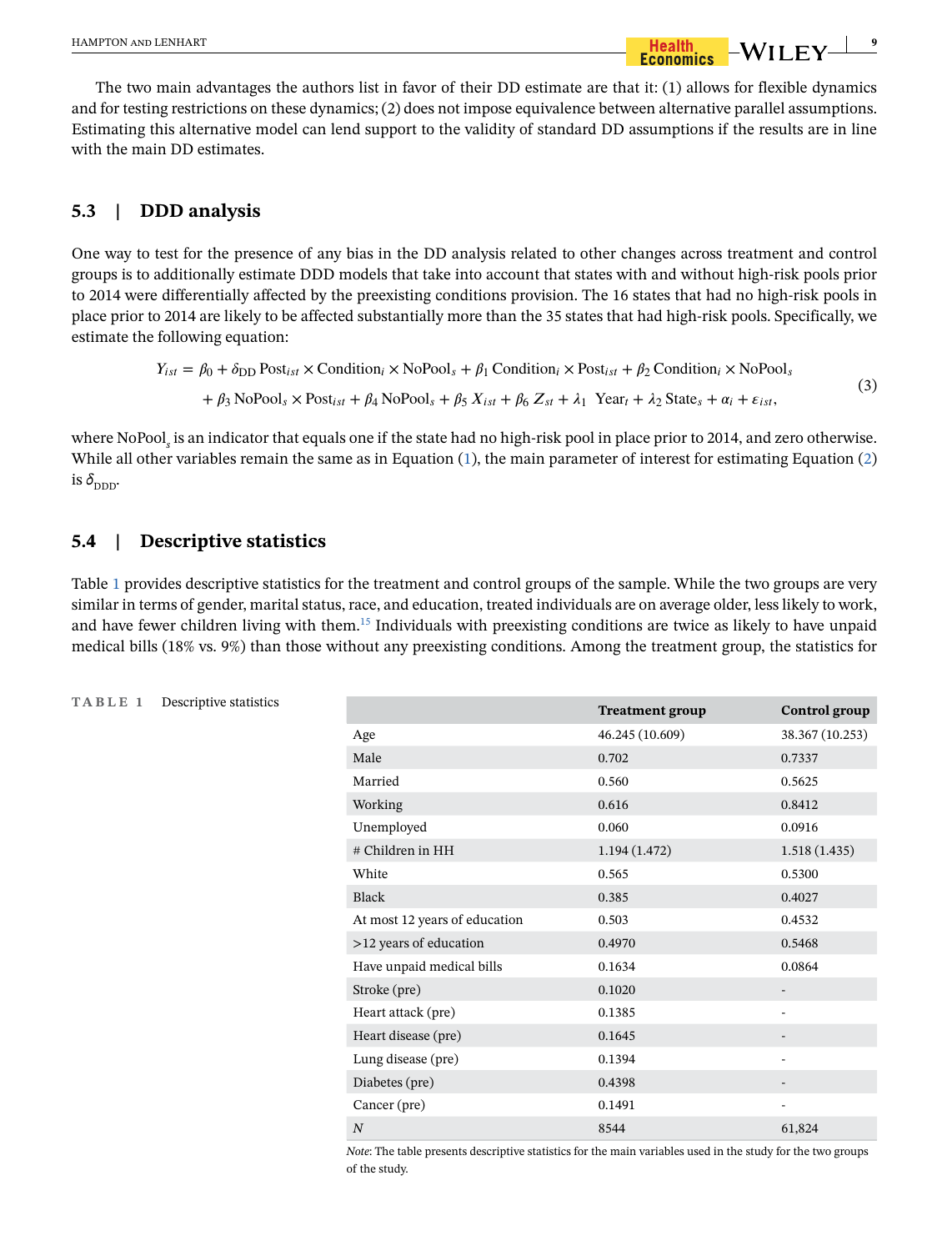The two main advantages the authors list in favor of their DD estimate are that it: (1) allows for flexible dynamics and for testing restrictions on these dynamics; (2) does not impose equivalence between alternative parallel assumptions. Estimating this alternative model can lend support to the validity of standard DD assumptions if the results are in line with the main DD estimates.

## 5.3 | DDD analysis

One way to test for the presence of any bias in the DD analysis related to other changes across treatment and control groups is to additionally estimate DDD models that take into account that states with and without high-risk pools prior to 2014 were differentially affected by the preexisting conditions provision. The 16 states that had no high-risk pools in place prior to 2014 are likely to be affected substantially more than the 35 states that had high-risk pools. Specifically, we estimate the following equation:

$$Y_{ist} = \beta_0 + \delta_{\text{DD}}\,\text{Post}_{ist} \times \text{Condition}_i \times \text{NoPool}_s + \beta_1\,\text{Condition}_i \times \text{Post}_{ist} + \beta_2\,\text{Condition}_i \times \text{NoPool}_s + \beta_3\,\text{NoPool}_s \times \text{Post}_{ist} + \beta_4\,\text{NoPool}_s + \beta_5\,X_{ist} + \beta_6\,Z_{st} + \lambda_1\,\text{Year}_t + \lambda_2\,\text{State}_s + \alpha_i + \varepsilon_{ist}, \tag{3}$$

where $\text{NoPool}_s$ is an indicator that equals one if the state had no high-risk pool in place prior to 2014, and zero otherwise. While all other variables remain the same as in Equation (1), the main parameter of interest for estimating Equation (2) is $\delta_{\text{DDD}}$.

## 5.4 | Descriptive statistics

Table 1 provides descriptive statistics for the treatment and control groups of the sample. While the two groups are very similar in terms of gender, marital status, race, and education, treated individuals are on average older, less likely to work, and have fewer children living with them.[15] Individuals with preexisting conditions are twice as likely to have unpaid medical bills (18% vs. 9%) than those without any preexisting conditions. Among the treatment group, the statistics for

**TABLE 1** Descriptive statistics

| | Treatment group | Control group |
|---|---|---|
| Age | 46.245 (10.609) | 38.367 (10.253) |
| Male | 0.702 | 0.7337 |
| Married | 0.560 | 0.5625 |
| Working | 0.616 | 0.8412 |
| Unemployed | 0.060 | 0.0916 |
| # Children in HH | 1.194 (1.472) | 1.518 (1.435) |
| White | 0.565 | 0.5300 |
| Black | 0.385 | 0.4027 |
| At most 12 years of education | 0.503 | 0.4532 |
| >12 years of education | 0.4970 | 0.5468 |
| Have unpaid medical bills | 0.1634 | 0.0864 |
| Stroke (pre) | 0.1020 | - |
| Heart attack (pre) | 0.1385 | - |
| Heart disease (pre) | 0.1645 | - |
| Lung disease (pre) | 0.1394 | - |
| Diabetes (pre) | 0.4398 | - |
| Cancer (pre) | 0.1491 | - |
| *N* | 8544 | 61,824 |

*Note*: The table presents descriptive statistics for the main variables used in the study for the two groups of the study.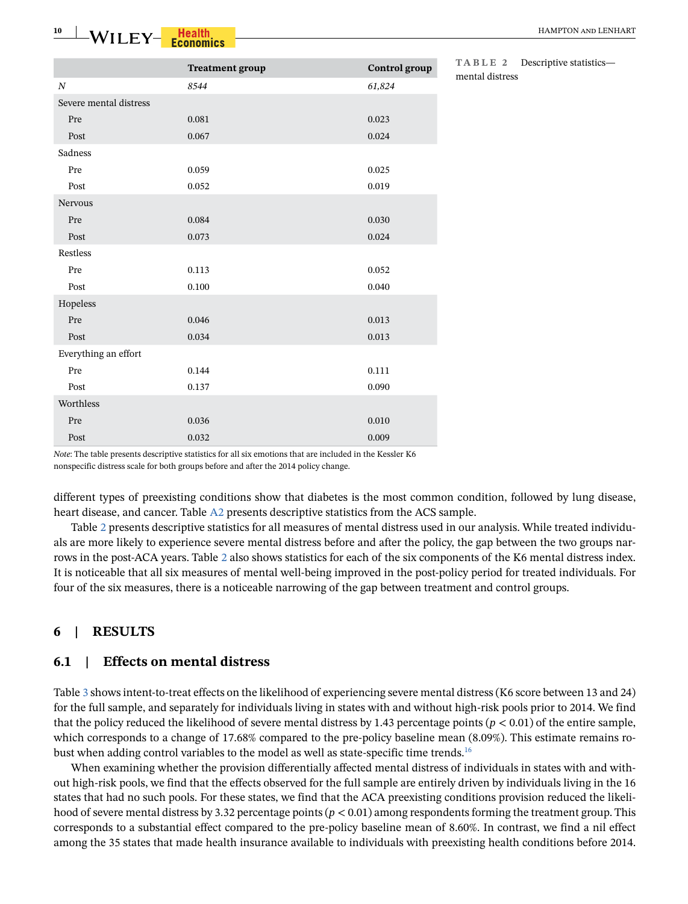**TABLE 2** Descriptive statistics—mental distress

| | Treatment group | Control group |
|---|---|---|
| *N* | *8544* | *61,824* |
| Severe mental distress | | |
| Pre | 0.081 | 0.023 |
| Post | 0.067 | 0.024 |
| Sadness | | |
| Pre | 0.059 | 0.025 |
| Post | 0.052 | 0.019 |
| Nervous | | |
| Pre | 0.084 | 0.030 |
| Post | 0.073 | 0.024 |
| Restless | | |
| Pre | 0.113 | 0.052 |
| Post | 0.100 | 0.040 |
| Hopeless | | |
| Pre | 0.046 | 0.013 |
| Post | 0.034 | 0.013 |
| Everything an effort | | |
| Pre | 0.144 | 0.111 |
| Post | 0.137 | 0.090 |
| Worthless | | |
| Pre | 0.036 | 0.010 |
| Post | 0.032 | 0.009 |

*Note*: The table presents descriptive statistics for all six emotions that are included in the Kessler K6 nonspecific distress scale for both groups before and after the 2014 policy change.

different types of preexisting conditions show that diabetes is the most common condition, followed by lung disease, heart disease, and cancer. Table A2 presents descriptive statistics from the ACS sample.

Table 2 presents descriptive statistics for all measures of mental distress used in our analysis. While treated individuals are more likely to experience severe mental distress before and after the policy, the gap between the two groups narrows in the post-ACA years. Table 2 also shows statistics for each of the six components of the K6 mental distress index. It is noticeable that all six measures of mental well-being improved in the post-policy period for treated individuals. For four of the six measures, there is a noticeable narrowing of the gap between treatment and control groups.

## 6 | RESULTS

### 6.1 | Effects on mental distress

Table 3 shows intent-to-treat effects on the likelihood of experiencing severe mental distress (K6 score between 13 and 24) for the full sample, and separately for individuals living in states with and without high-risk pools prior to 2014. We find that the policy reduced the likelihood of severe mental distress by 1.43 percentage points ($p < 0.01$) of the entire sample, which corresponds to a change of 17.68% compared to the pre-policy baseline mean (8.09%). This estimate remains robust when adding control variables to the model as well as state-specific time trends.[16]

When examining whether the provision differentially affected mental distress of individuals in states with and without high-risk pools, we find that the effects observed for the full sample are entirely driven by individuals living in the 16 states that had no such pools. For these states, we find that the ACA preexisting conditions provision reduced the likelihood of severe mental distress by 3.32 percentage points ($p < 0.01$) among respondents forming the treatment group. This corresponds to a substantial effect compared to the pre-policy baseline mean of 8.60%. In contrast, we find a nil effect among the 35 states that made health insurance available to individuals with preexisting health conditions before 2014.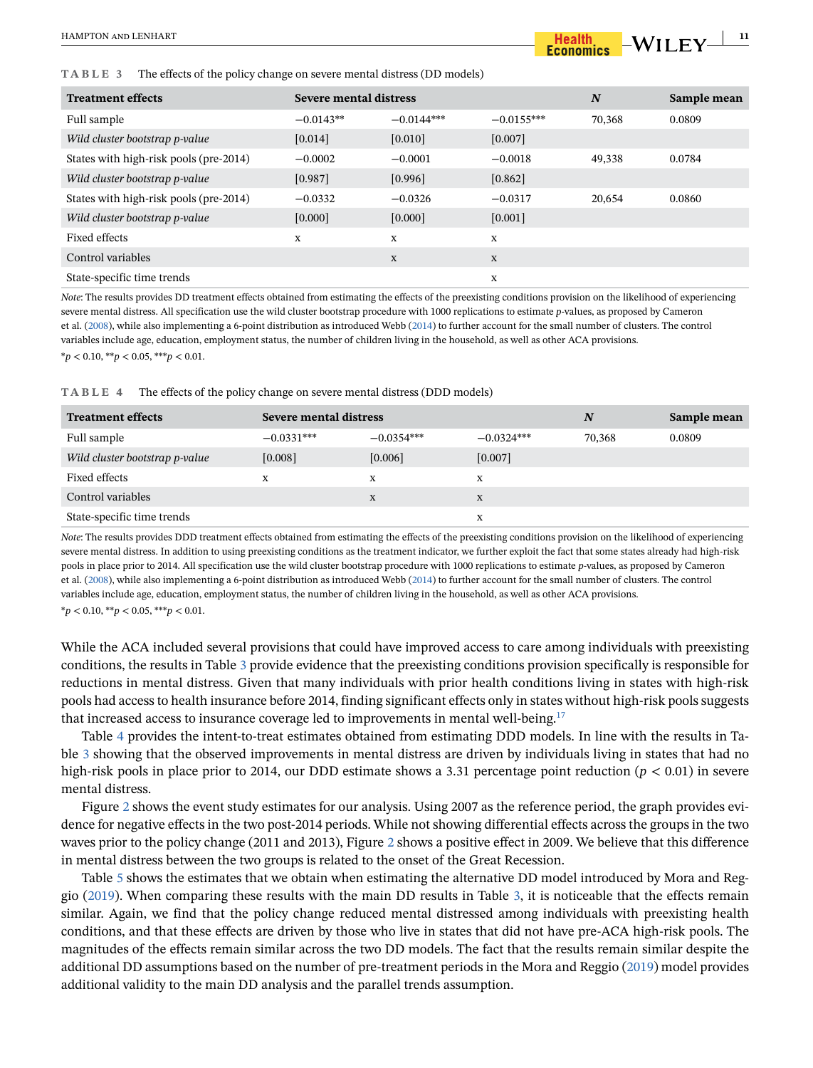**TABLE 3** The effects of the policy change on severe mental distress (DD models)

| Treatment effects | Severe mental distress | | | N | Sample mean |
|---|---|---|---|---|---|
| Full sample | −0.0143** | −0.0144*** | −0.0155*** | 70,368 | 0.0809 |
| *Wild cluster bootstrap p-value* | [0.014] | [0.010] | [0.007] | | |
| States with high-risk pools (pre-2014) | −0.0002 | −0.0001 | −0.0018 | 49,338 | 0.0784 |
| *Wild cluster bootstrap p-value* | [0.987] | [0.996] | [0.862] | | |
| States with high-risk pools (pre-2014) | −0.0332 | −0.0326 | −0.0317 | 20,654 | 0.0860 |
| *Wild cluster bootstrap p-value* | [0.000] | [0.000] | [0.001] | | |
| Fixed effects | x | x | x | | |
| Control variables | | x | x | | |
| State-specific time trends | | | x | | |

*Note*: The results provides DD treatment effects obtained from estimating the effects of the preexisting conditions provision on the likelihood of experiencing severe mental distress. All specification use the wild cluster bootstrap procedure with 1000 replications to estimate *p*-values, as proposed by Cameron et al. (2008), while also implementing a 6-point distribution as introduced Webb (2014) to further account for the small number of clusters. The control variables include age, education, employment status, the number of children living in the household, as well as other ACA provisions.

*$p < 0.10$, **$p < 0.05$, ***$p < 0.01$.

**TABLE 4** The effects of the policy change on severe mental distress (DDD models)

| Treatment effects | Severe mental distress | | | N | Sample mean |
|---|---|---|---|---|---|
| Full sample | −0.0331*** | −0.0354*** | −0.0324*** | 70,368 | 0.0809 |
| *Wild cluster bootstrap p-value* | [0.008] | [0.006] | [0.007] | | |
| Fixed effects | x | x | x | | |
| Control variables | | x | x | | |
| State-specific time trends | | | x | | |

*Note*: The results provides DDD treatment effects obtained from estimating the effects of the preexisting conditions provision on the likelihood of experiencing severe mental distress. In addition to using preexisting conditions as the treatment indicator, we further exploit the fact that some states already had high-risk pools in place prior to 2014. All specification use the wild cluster bootstrap procedure with 1000 replications to estimate *p*-values, as proposed by Cameron et al. (2008), while also implementing a 6-point distribution as introduced Webb (2014) to further account for the small number of clusters. The control variables include age, education, employment status, the number of children living in the household, as well as other ACA provisions.

*$p < 0.10$, **$p < 0.05$, ***$p < 0.01$.

While the ACA included several provisions that could have improved access to care among individuals with preexisting conditions, the results in Table 3 provide evidence that the preexisting conditions provision specifically is responsible for reductions in mental distress. Given that many individuals with prior health conditions living in states with high-risk pools had access to health insurance before 2014, finding significant effects only in states without high-risk pools suggests that increased access to insurance coverage led to improvements in mental well-being.[17]

Table 4 provides the intent-to-treat estimates obtained from estimating DDD models. In line with the results in Table 3 showing that the observed improvements in mental distress are driven by individuals living in states that had no high-risk pools in place prior to 2014, our DDD estimate shows a 3.31 percentage point reduction ($p < 0.01$) in severe mental distress.

Figure 2 shows the event study estimates for our analysis. Using 2007 as the reference period, the graph provides evidence for negative effects in the two post-2014 periods. While not showing differential effects across the groups in the two waves prior to the policy change (2011 and 2013), Figure 2 shows a positive effect in 2009. We believe that this difference in mental distress between the two groups is related to the onset of the Great Recession.

Table 5 shows the estimates that we obtain when estimating the alternative DD model introduced by Mora and Reggio (2019). When comparing these results with the main DD results in Table 3, it is noticeable that the effects remain similar. Again, we find that the policy change reduced mental distressed among individuals with preexisting health conditions, and that these effects are driven by those who live in states that did not have pre-ACA high-risk pools. The magnitudes of the effects remain similar across the two DD models. The fact that the results remain similar despite the additional DD assumptions based on the number of pre-treatment periods in the Mora and Reggio (2019) model provides additional validity to the main DD analysis and the parallel trends assumption.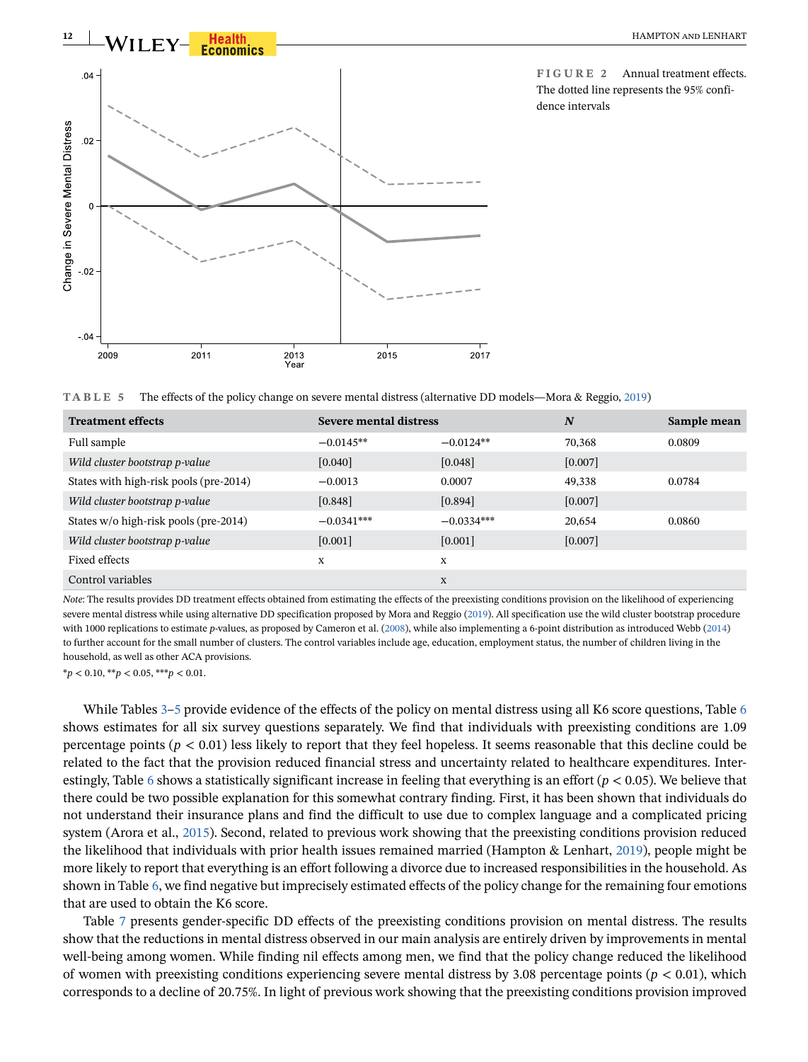**FIGURE 2** Annual treatment effects. The dotted line represents the 95% confidence intervals

**TABLE 5** The effects of the policy change on severe mental distress (alternative DD models—Mora & Reggio, 2019)

| Treatment effects | Severe mental distress | | $N$ | Sample mean |
|---|---|---|---|---|
| Full sample | −0.0145** | −0.0124** | 70,368 | 0.0809 |
| *Wild cluster bootstrap p-value* | [0.040] | [0.048] | [0.007] | |
| States with high-risk pools (pre-2014) | −0.0013 | 0.0007 | 49,338 | 0.0784 |
| *Wild cluster bootstrap p-value* | [0.848] | [0.894] | [0.007] | |
| States w/o high-risk pools (pre-2014) | −0.0341*** | −0.0334*** | 20,654 | 0.0860 |
| *Wild cluster bootstrap p-value* | [0.001] | [0.001] | [0.007] | |
| Fixed effects | x | x | | |
| Control variables | | x | | |

*Note*: The results provides DD treatment effects obtained from estimating the effects of the preexisting conditions provision on the likelihood of experiencing severe mental distress while using alternative DD specification proposed by Mora and Reggio (2019). All specification use the wild cluster bootstrap procedure with 1000 replications to estimate $p$-values, as proposed by Cameron et al. (2008), while also implementing a 6-point distribution as introduced Webb (2014) to further account for the small number of clusters. The control variables include age, education, employment status, the number of children living in the household, as well as other ACA provisions.

*$p < 0.10$, **$p < 0.05$, ***$p < 0.01$.

While Tables 3–5 provide evidence of the effects of the policy on mental distress using all K6 score questions, Table 6 shows estimates for all six survey questions separately. We find that individuals with preexisting conditions are 1.09 percentage points ($p < 0.01$) less likely to report that they feel hopeless. It seems reasonable that this decline could be related to the fact that the provision reduced financial stress and uncertainty related to healthcare expenditures. Interestingly, Table 6 shows a statistically significant increase in feeling that everything is an effort ($p < 0.05$). We believe that there could be two possible explanation for this somewhat contrary finding. First, it has been shown that individuals do not understand their insurance plans and find the difficult to use due to complex language and a complicated pricing system (Arora et al., 2015). Second, related to previous work showing that the preexisting conditions provision reduced the likelihood that individuals with prior health issues remained married (Hampton & Lenhart, 2019), people might be more likely to report that everything is an effort following a divorce due to increased responsibilities in the household. As shown in Table 6, we find negative but imprecisely estimated effects of the policy change for the remaining four emotions that are used to obtain the K6 score.

Table 7 presents gender-specific DD effects of the preexisting conditions provision on mental distress. The results show that the reductions in mental distress observed in our main analysis are entirely driven by improvements in mental well-being among women. While finding nil effects among men, we find that the policy change reduced the likelihood of women with preexisting conditions experiencing severe mental distress by 3.08 percentage points ($p < 0.01$), which corresponds to a decline of 20.75%. In light of previous work showing that the preexisting conditions provision improved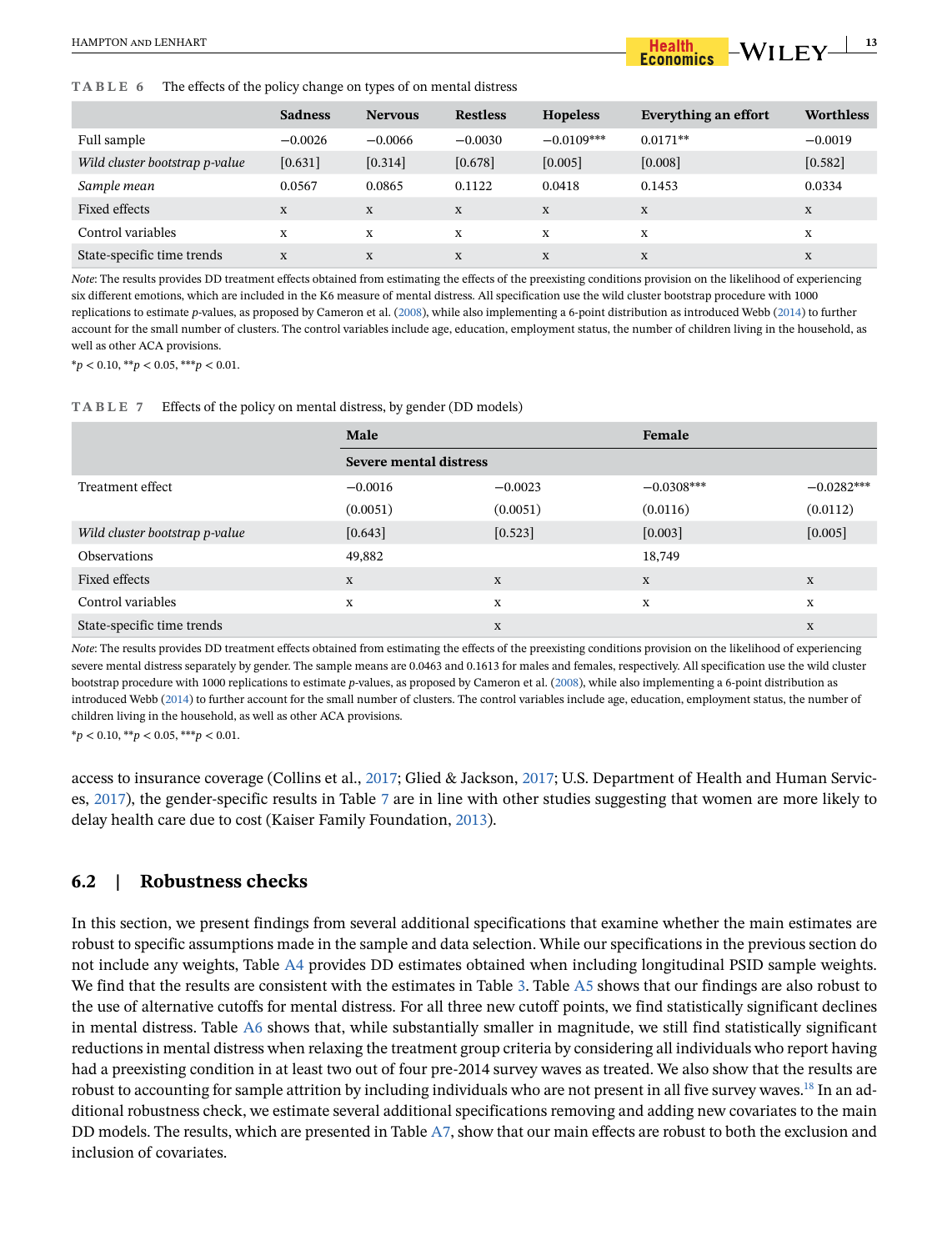**TABLE 6** The effects of the policy change on types of on mental distress

| | Sadness | Nervous | Restless | Hopeless | Everything an effort | Worthless |
|---|---|---|---|---|---|---|
| Full sample | −0.0026 | −0.0066 | −0.0030 | −0.0109*** | 0.0171** | −0.0019 |
| *Wild cluster bootstrap p-value* | [0.631] | [0.314] | [0.678] | [0.005] | [0.008] | [0.582] |
| *Sample mean* | 0.0567 | 0.0865 | 0.1122 | 0.0418 | 0.1453 | 0.0334 |
| Fixed effects | x | x | x | x | x | x |
| Control variables | x | x | x | x | x | x |
| State-specific time trends | x | x | x | x | x | x |

*Note*: The results provides DD treatment effects obtained from estimating the effects of the preexisting conditions provision on the likelihood of experiencing six different emotions, which are included in the K6 measure of mental distress. All specification use the wild cluster bootstrap procedure with 1000 replications to estimate *p*-values, as proposed by Cameron et al. (2008), while also implementing a 6-point distribution as introduced Webb (2014) to further account for the small number of clusters. The control variables include age, education, employment status, the number of children living in the household, as well as other ACA provisions.

\*$p < 0.10$, \*\*$p < 0.05$, \*\*\*$p < 0.01$.

**TABLE 7** Effects of the policy on mental distress, by gender (DD models)

| | Male | | Female | |
|---|---|---|---|---|
| | Severe mental distress | | | |
| Treatment effect | −0.0016 | −0.0023 | −0.0308*** | −0.0282*** |
| | (0.0051) | (0.0051) | (0.0116) | (0.0112) |
| *Wild cluster bootstrap p-value* | [0.643] | [0.523] | [0.003] | [0.005] |
| Observations | 49,882 | | 18,749 | |
| Fixed effects | x | x | x | x |
| Control variables | x | x | x | x |
| State-specific time trends | | x | | x |

*Note*: The results provides DD treatment effects obtained from estimating the effects of the preexisting conditions provision on the likelihood of experiencing severe mental distress separately by gender. The sample means are 0.0463 and 0.1613 for males and females, respectively. All specification use the wild cluster bootstrap procedure with 1000 replications to estimate *p*-values, as proposed by Cameron et al. (2008), while also implementing a 6-point distribution as introduced Webb (2014) to further account for the small number of clusters. The control variables include age, education, employment status, the number of children living in the household, as well as other ACA provisions.

\*$p < 0.10$, \*\*$p < 0.05$, \*\*\*$p < 0.01$.

access to insurance coverage (Collins et al., 2017; Glied & Jackson, 2017; U.S. Department of Health and Human Services, 2017), the gender-specific results in Table 7 are in line with other studies suggesting that women are more likely to delay health care due to cost (Kaiser Family Foundation, 2013).

## 6.2 | Robustness checks

In this section, we present findings from several additional specifications that examine whether the main estimates are robust to specific assumptions made in the sample and data selection. While our specifications in the previous section do not include any weights, Table A4 provides DD estimates obtained when including longitudinal PSID sample weights. We find that the results are consistent with the estimates in Table 3. Table A5 shows that our findings are also robust to the use of alternative cutoffs for mental distress. For all three new cutoff points, we find statistically significant declines in mental distress. Table A6 shows that, while substantially smaller in magnitude, we still find statistically significant reductions in mental distress when relaxing the treatment group criteria by considering all individuals who report having had a preexisting condition in at least two out of four pre-2014 survey waves as treated. We also show that the results are robust to accounting for sample attrition by including individuals who are not present in all five survey waves.[18] In an additional robustness check, we estimate several additional specifications removing and adding new covariates to the main DD models. The results, which are presented in Table A7, show that our main effects are robust to both the exclusion and inclusion of covariates.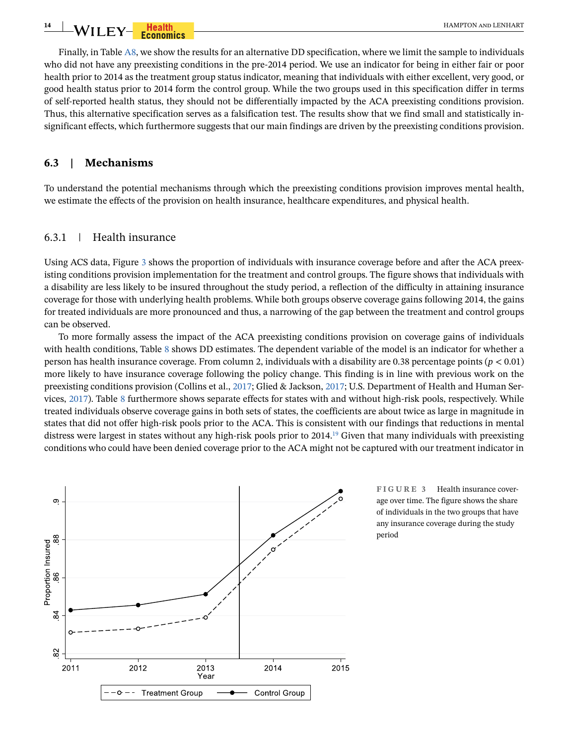Finally, in Table A8, we show the results for an alternative DD specification, where we limit the sample to individuals who did not have any preexisting conditions in the pre-2014 period. We use an indicator for being in either fair or poor health prior to 2014 as the treatment group status indicator, meaning that individuals with either excellent, very good, or good health status prior to 2014 form the control group. While the two groups used in this specification differ in terms of self-reported health status, they should not be differentially impacted by the ACA preexisting conditions provision. Thus, this alternative specification serves as a falsification test. The results show that we find small and statistically insignificant effects, which furthermore suggests that our main findings are driven by the preexisting conditions provision.

## 6.3 | Mechanisms

To understand the potential mechanisms through which the preexisting conditions provision improves mental health, we estimate the effects of the provision on health insurance, healthcare expenditures, and physical health.

### 6.3.1 | Health insurance

Using ACS data, Figure 3 shows the proportion of individuals with insurance coverage before and after the ACA preexisting conditions provision implementation for the treatment and control groups. The figure shows that individuals with a disability are less likely to be insured throughout the study period, a reflection of the difficulty in attaining insurance coverage for those with underlying health problems. While both groups observe coverage gains following 2014, the gains for treated individuals are more pronounced and thus, a narrowing of the gap between the treatment and control groups can be observed.

To more formally assess the impact of the ACA preexisting conditions provision on coverage gains of individuals with health conditions, Table 8 shows DD estimates. The dependent variable of the model is an indicator for whether a person has health insurance coverage. From column 2, individuals with a disability are 0.38 percentage points ($p < 0.01$) more likely to have insurance coverage following the policy change. This finding is in line with previous work on the preexisting conditions provision (Collins et al., 2017; Glied & Jackson, 2017; U.S. Department of Health and Human Services, 2017). Table 8 furthermore shows separate effects for states with and without high-risk pools, respectively. While treated individuals observe coverage gains in both sets of states, the coefficients are about twice as large in magnitude in states that did not offer high-risk pools prior to the ACA. This is consistent with our findings that reductions in mental distress were largest in states without any high-risk pools prior to 2014.[19] Given that many individuals with preexisting conditions who could have been denied coverage prior to the ACA might not be captured with our treatment indicator in

FIGURE 3 Health insurance coverage over time. The figure shows the share of individuals in the two groups that have any insurance coverage during the study period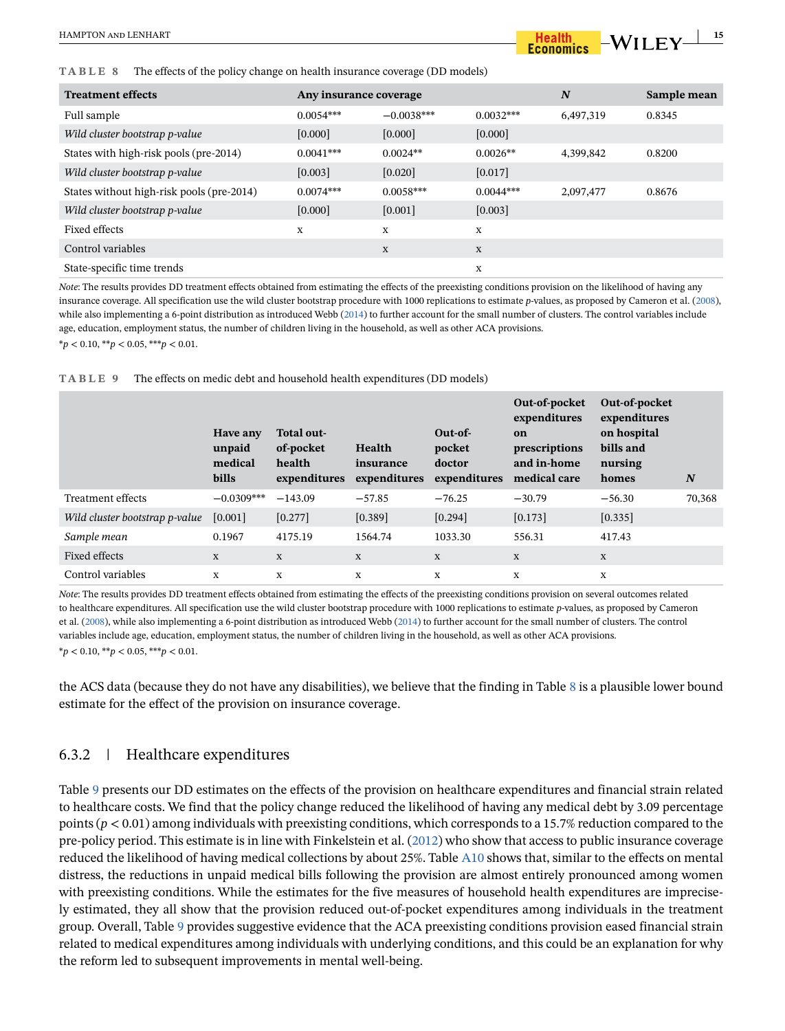**TABLE 8** The effects of the policy change on health insurance coverage (DD models)

| Treatment effects | Any insurance coverage | | | N | Sample mean |
|---|---|---|---|---|---|
| Full sample | 0.0054*** | −0.0038*** | 0.0032*** | 6,497,319 | 0.8345 |
| *Wild cluster bootstrap p-value* | [0.000] | [0.000] | [0.000] | | |
| States with high-risk pools (pre-2014) | 0.0041*** | 0.0024** | 0.0026** | 4,399,842 | 0.8200 |
| *Wild cluster bootstrap p-value* | [0.003] | [0.020] | [0.017] | | |
| States without high-risk pools (pre-2014) | 0.0074*** | 0.0058*** | 0.0044*** | 2,097,477 | 0.8676 |
| *Wild cluster bootstrap p-value* | [0.000] | [0.001] | [0.003] | | |
| Fixed effects | x | x | x | | |
| Control variables | | x | x | | |
| State-specific time trends | | | x | | |

*Note*: The results provides DD treatment effects obtained from estimating the effects of the preexisting conditions provision on the likelihood of having any insurance coverage. All specification use the wild cluster bootstrap procedure with 1000 replications to estimate *p*-values, as proposed by Cameron et al. (2008), while also implementing a 6-point distribution as introduced Webb (2014) to further account for the small number of clusters. The control variables include age, education, employment status, the number of children living in the household, as well as other ACA provisions.

*$p < 0.10$, **$p < 0.05$, ***$p < 0.01$.

**TABLE 9** The effects on medic debt and household health expenditures (DD models)

| | Have any unpaid medical bills | Total out-of-pocket health expenditures | Health insurance expenditures | Out-of-pocket doctor expenditures | Out-of-pocket expenditures on prescriptions and in-home medical care | Out-of-pocket expenditures on hospital bills and nursing homes | N |
|---|---|---|---|---|---|---|---|
| Treatment effects | −0.0309*** | −143.09 | −57.85 | −76.25 | −30.79 | −56.30 | 70,368 |
| *Wild cluster bootstrap p-value* | [0.001] | [0.277] | [0.389] | [0.294] | [0.173] | [0.335] | |
| *Sample mean* | 0.1967 | 4175.19 | 1564.74 | 1033.30 | 556.31 | 417.43 | |
| Fixed effects | x | x | x | x | x | x | |
| Control variables | x | x | x | x | x | x | |

*Note*: The results provides DD treatment effects obtained from estimating the effects of the preexisting conditions provision on several outcomes related to healthcare expenditures. All specification use the wild cluster bootstrap procedure with 1000 replications to estimate *p*-values, as proposed by Cameron et al. (2008), while also implementing a 6-point distribution as introduced Webb (2014) to further account for the small number of clusters. The control variables include age, education, employment status, the number of children living in the household, as well as other ACA provisions.

*$p < 0.10$, **$p < 0.05$, ***$p < 0.01$.

the ACS data (because they do not have any disabilities), we believe that the finding in Table 8 is a plausible lower bound estimate for the effect of the provision on insurance coverage.

### 6.3.2 | Healthcare expenditures

Table 9 presents our DD estimates on the effects of the provision on healthcare expenditures and financial strain related to healthcare costs. We find that the policy change reduced the likelihood of having any medical debt by 3.09 percentage points ($p < 0.01$) among individuals with preexisting conditions, which corresponds to a 15.7% reduction compared to the pre-policy period. This estimate is in line with Finkelstein et al. (2012) who show that access to public insurance coverage reduced the likelihood of having medical collections by about 25%. Table A10 shows that, similar to the effects on mental distress, the reductions in unpaid medical bills following the provision are almost entirely pronounced among women with preexisting conditions. While the estimates for the five measures of household health expenditures are imprecisely estimated, they all show that the provision reduced out-of-pocket expenditures among individuals in the treatment group. Overall, Table 9 provides suggestive evidence that the ACA preexisting conditions provision eased financial strain related to medical expenditures among individuals with underlying conditions, and this could be an explanation for why the reform led to subsequent improvements in mental well-being.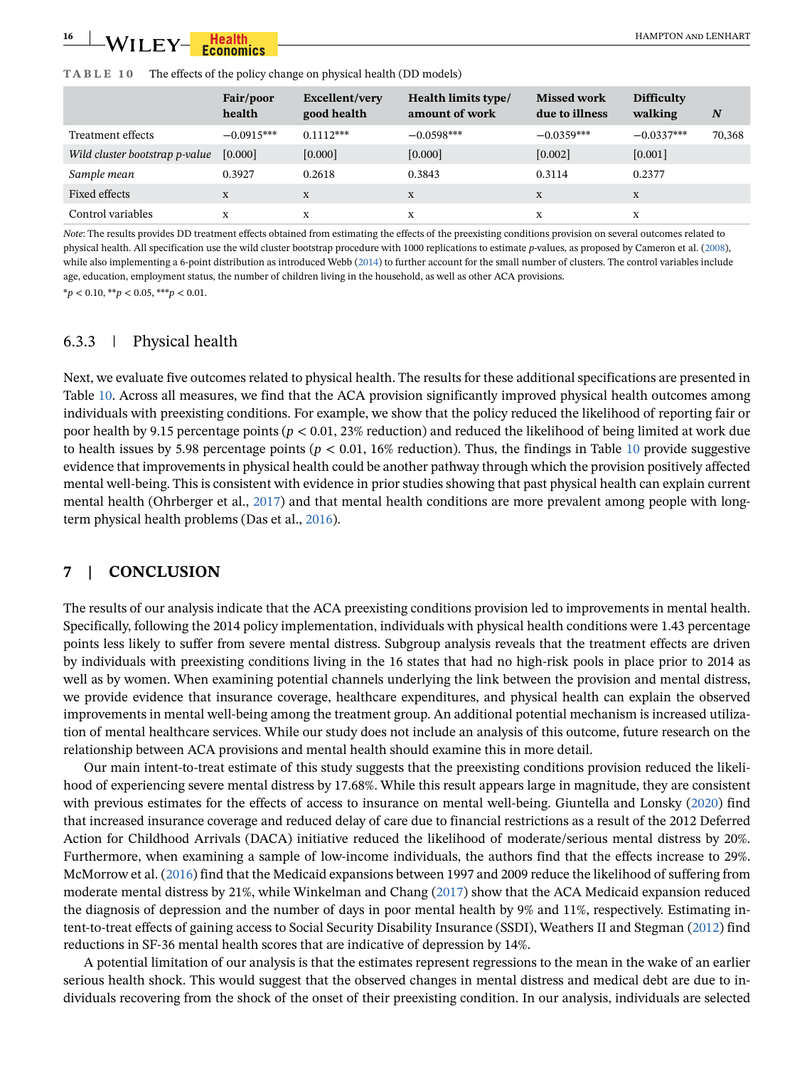**TABLE 10** The effects of the policy change on physical health (DD models)

| | Fair/poor health | Excellent/very good health | Health limits type/ amount of work | Missed work due to illness | Difficulty walking | *N* |
|---|---|---|---|---|---|---|
| Treatment effects | −0.0915*** | 0.1112*** | −0.0598*** | −0.0359*** | −0.0337*** | 70,368 |
| *Wild cluster bootstrap p-value* | [0.000] | [0.000] | [0.000] | [0.002] | [0.001] | |
| *Sample mean* | 0.3927 | 0.2618 | 0.3843 | 0.3114 | 0.2377 | |
| Fixed effects | x | x | x | x | x | |
| Control variables | x | x | x | x | x | |

*Note*: The results provides DD treatment effects obtained from estimating the effects of the preexisting conditions provision on several outcomes related to physical health. All specification use the wild cluster bootstrap procedure with 1000 replications to estimate *p*-values, as proposed by Cameron et al. (2008), while also implementing a 6-point distribution as introduced Webb (2014) to further account for the small number of clusters. The control variables include age, education, employment status, the number of children living in the household, as well as other ACA provisions.

*$p < 0.10$, **$p < 0.05$, ***$p < 0.01$.

### 6.3.3 | Physical health

Next, we evaluate five outcomes related to physical health. The results for these additional specifications are presented in Table 10. Across all measures, we find that the ACA provision significantly improved physical health outcomes among individuals with preexisting conditions. For example, we show that the policy reduced the likelihood of reporting fair or poor health by 9.15 percentage points ($p < 0.01$, 23% reduction) and reduced the likelihood of being limited at work due to health issues by 5.98 percentage points ($p < 0.01$, 16% reduction). Thus, the findings in Table 10 provide suggestive evidence that improvements in physical health could be another pathway through which the provision positively affected mental well-being. This is consistent with evidence in prior studies showing that past physical health can explain current mental health (Ohrberger et al., 2017) and that mental health conditions are more prevalent among people with long-term physical health problems (Das et al., 2016).

## 7 | CONCLUSION

The results of our analysis indicate that the ACA preexisting conditions provision led to improvements in mental health. Specifically, following the 2014 policy implementation, individuals with physical health conditions were 1.43 percentage points less likely to suffer from severe mental distress. Subgroup analysis reveals that the treatment effects are driven by individuals with preexisting conditions living in the 16 states that had no high-risk pools in place prior to 2014 as well as by women. When examining potential channels underlying the link between the provision and mental distress, we provide evidence that insurance coverage, healthcare expenditures, and physical health can explain the observed improvements in mental well-being among the treatment group. An additional potential mechanism is increased utilization of mental healthcare services. While our study does not include an analysis of this outcome, future research on the relationship between ACA provisions and mental health should examine this in more detail.

Our main intent-to-treat estimate of this study suggests that the preexisting conditions provision reduced the likelihood of experiencing severe mental distress by 17.68%. While this result appears large in magnitude, they are consistent with previous estimates for the effects of access to insurance on mental well-being. Giuntella and Lonsky (2020) find that increased insurance coverage and reduced delay of care due to financial restrictions as a result of the 2012 Deferred Action for Childhood Arrivals (DACA) initiative reduced the likelihood of moderate/serious mental distress by 20%. Furthermore, when examining a sample of low-income individuals, the authors find that the effects increase to 29%. McMorrow et al. (2016) find that the Medicaid expansions between 1997 and 2009 reduce the likelihood of suffering from moderate mental distress by 21%, while Winkelman and Chang (2017) show that the ACA Medicaid expansion reduced the diagnosis of depression and the number of days in poor mental health by 9% and 11%, respectively. Estimating intent-to-treat effects of gaining access to Social Security Disability Insurance (SSDI), Weathers II and Stegman (2012) find reductions in SF-36 mental health scores that are indicative of depression by 14%.

A potential limitation of our analysis is that the estimates represent regressions to the mean in the wake of an earlier serious health shock. This would suggest that the observed changes in mental distress and medical debt are due to individuals recovering from the shock of the onset of their preexisting condition. In our analysis, individuals are selected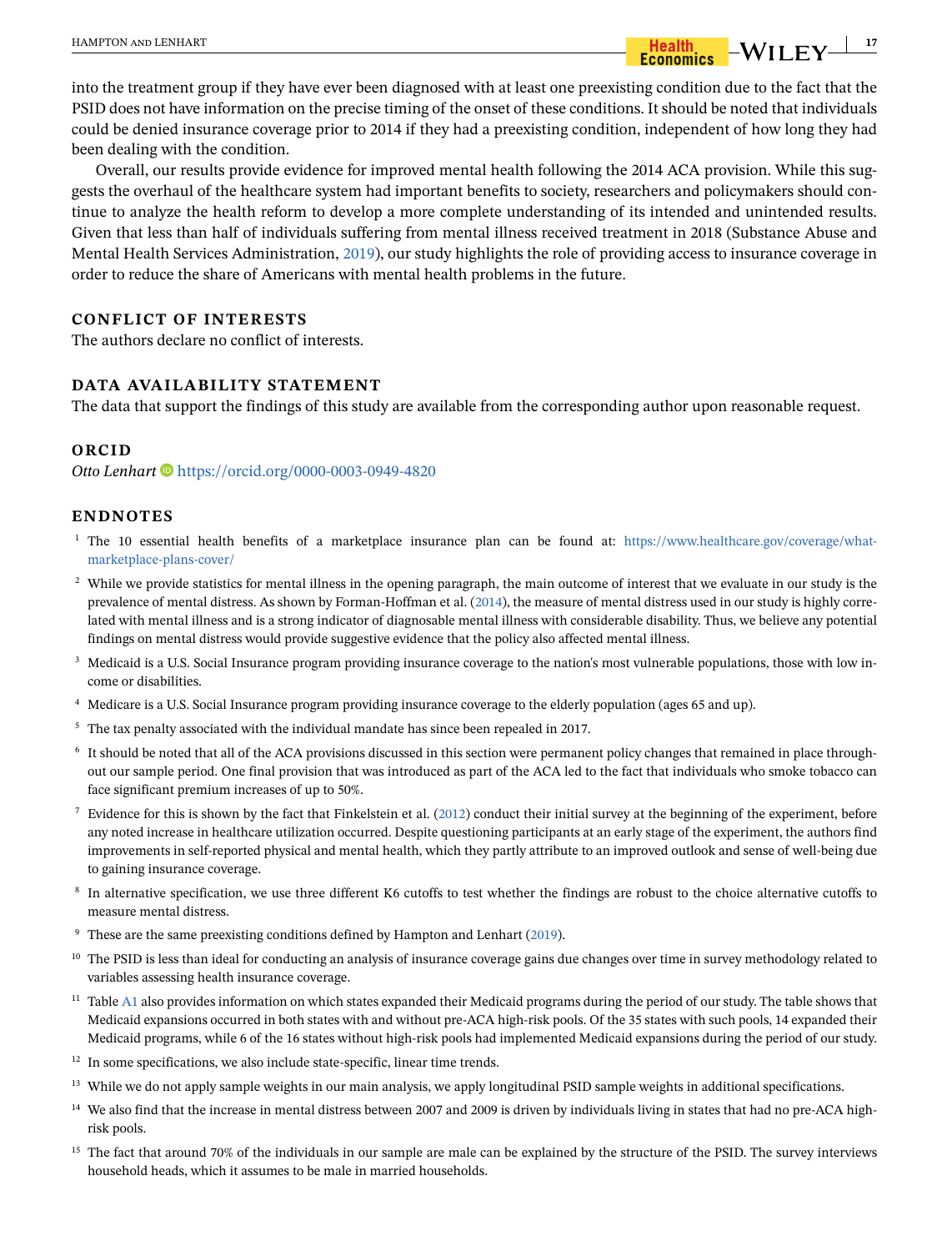into the treatment group if they have ever been diagnosed with at least one preexisting condition due to the fact that the PSID does not have information on the precise timing of the onset of these conditions. It should be noted that individuals could be denied insurance coverage prior to 2014 if they had a preexisting condition, independent of how long they had been dealing with the condition.

Overall, our results provide evidence for improved mental health following the 2014 ACA provision. While this suggests the overhaul of the healthcare system had important benefits to society, researchers and policymakers should continue to analyze the health reform to develop a more complete understanding of its intended and unintended results. Given that less than half of individuals suffering from mental illness received treatment in 2018 (Substance Abuse and Mental Health Services Administration, 2019), our study highlights the role of providing access to insurance coverage in order to reduce the share of Americans with mental health problems in the future.

## CONFLICT OF INTERESTS

The authors declare no conflict of interests.

## DATA AVAILABILITY STATEMENT

The data that support the findings of this study are available from the corresponding author upon reasonable request.

## ORCID

*Otto Lenhart* https://orcid.org/0000-0003-0949-4820

## ENDNOTES

[1] The 10 essential health benefits of a marketplace insurance plan can be found at: https://www.healthcare.gov/coverage/what-marketplace-plans-cover/

[2] While we provide statistics for mental illness in the opening paragraph, the main outcome of interest that we evaluate in our study is the prevalence of mental distress. As shown by Forman-Hoffman et al. (2014), the measure of mental distress used in our study is highly correlated with mental illness and is a strong indicator of diagnosable mental illness with considerable disability. Thus, we believe any potential findings on mental distress would provide suggestive evidence that the policy also affected mental illness.

[3] Medicaid is a U.S. Social Insurance program providing insurance coverage to the nation's most vulnerable populations, those with low income or disabilities.

[4] Medicare is a U.S. Social Insurance program providing insurance coverage to the elderly population (ages 65 and up).

[5] The tax penalty associated with the individual mandate has since been repealed in 2017.

[6] It should be noted that all of the ACA provisions discussed in this section were permanent policy changes that remained in place throughout our sample period. One final provision that was introduced as part of the ACA led to the fact that individuals who smoke tobacco can face significant premium increases of up to 50%.

[7] Evidence for this is shown by the fact that Finkelstein et al. (2012) conduct their initial survey at the beginning of the experiment, before any noted increase in healthcare utilization occurred. Despite questioning participants at an early stage of the experiment, the authors find improvements in self-reported physical and mental health, which they partly attribute to an improved outlook and sense of well-being due to gaining insurance coverage.

[8] In alternative specification, we use three different K6 cutoffs to test whether the findings are robust to the choice alternative cutoffs to measure mental distress.

[9] These are the same preexisting conditions defined by Hampton and Lenhart (2019).

[10] The PSID is less than ideal for conducting an analysis of insurance coverage gains due changes over time in survey methodology related to variables assessing health insurance coverage.

[11] Table A1 also provides information on which states expanded their Medicaid programs during the period of our study. The table shows that Medicaid expansions occurred in both states with and without pre-ACA high-risk pools. Of the 35 states with such pools, 14 expanded their Medicaid programs, while 6 of the 16 states without high-risk pools had implemented Medicaid expansions during the period of our study.

[12] In some specifications, we also include state-specific, linear time trends.

[13] While we do not apply sample weights in our main analysis, we apply longitudinal PSID sample weights in additional specifications.

[14] We also find that the increase in mental distress between 2007 and 2009 is driven by individuals living in states that had no pre-ACA high-risk pools.

[15] The fact that around 70% of the individuals in our sample are male can be explained by the structure of the PSID. The survey interviews household heads, which it assumes to be male in married households.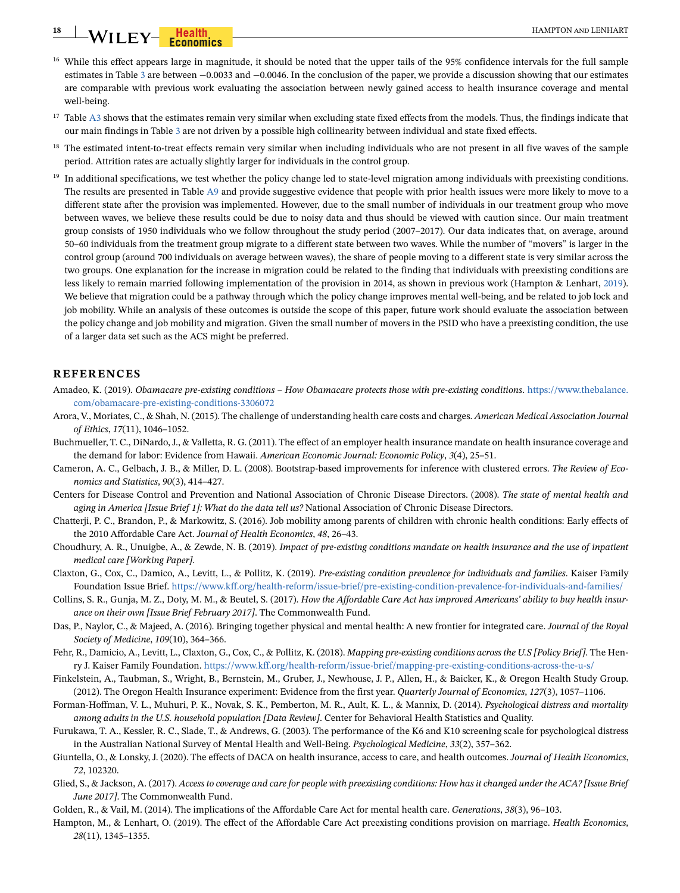[16] While this effect appears large in magnitude, it should be noted that the upper tails of the 95% confidence intervals for the full sample estimates in Table 3 are between −0.0033 and −0.0046. In the conclusion of the paper, we provide a discussion showing that our estimates are comparable with previous work evaluating the association between newly gained access to health insurance coverage and mental well-being.

[17] Table A3 shows that the estimates remain very similar when excluding state fixed effects from the models. Thus, the findings indicate that our main findings in Table 3 are not driven by a possible high collinearity between individual and state fixed effects.

[18] The estimated intent-to-treat effects remain very similar when including individuals who are not present in all five waves of the sample period. Attrition rates are actually slightly larger for individuals in the control group.

[19] In additional specifications, we test whether the policy change led to state-level migration among individuals with preexisting conditions. The results are presented in Table A9 and provide suggestive evidence that people with prior health issues were more likely to move to a different state after the provision was implemented. However, due to the small number of individuals in our treatment group who move between waves, we believe these results could be due to noisy data and thus should be viewed with caution since. Our main treatment group consists of 1950 individuals who we follow throughout the study period (2007–2017). Our data indicates that, on average, around 50–60 individuals from the treatment group migrate to a different state between two waves. While the number of "movers" is larger in the control group (around 700 individuals on average between waves), the share of people moving to a different state is very similar across the two groups. One explanation for the increase in migration could be related to the finding that individuals with preexisting conditions are less likely to remain married following implementation of the provision in 2014, as shown in previous work (Hampton & Lenhart, 2019). We believe that migration could be a pathway through which the policy change improves mental well-being, and be related to job lock and job mobility. While an analysis of these outcomes is outside the scope of this paper, future work should evaluate the association between the policy change and job mobility and migration. Given the small number of movers in the PSID who have a preexisting condition, the use of a larger data set such as the ACS might be preferred.

## REFERENCES

Amadeo, K. (2019). *Obamacare pre-existing conditions – How Obamacare protects those with pre-existing conditions*. https://www.thebalance.com/obamacare-pre-existing-conditions-3306072

Arora, V., Moriates, C., & Shah, N. (2015). The challenge of understanding health care costs and charges. *American Medical Association Journal of Ethics*, *17*(11), 1046–1052.

Buchmueller, T. C., DiNardo, J., & Valletta, R. G. (2011). The effect of an employer health insurance mandate on health insurance coverage and the demand for labor: Evidence from Hawaii. *American Economic Journal: Economic Policy*, *3*(4), 25–51.

Cameron, A. C., Gelbach, J. B., & Miller, D. L. (2008). Bootstrap-based improvements for inference with clustered errors. *The Review of Economics and Statistics*, *90*(3), 414–427.

Centers for Disease Control and Prevention and National Association of Chronic Disease Directors. (2008). *The state of mental health and aging in America [Issue Brief 1]: What do the data tell us?* National Association of Chronic Disease Directors.

Chatterji, P. C., Brandon, P., & Markowitz, S. (2016). Job mobility among parents of children with chronic health conditions: Early effects of the 2010 Affordable Care Act. *Journal of Health Economics*, *48*, 26–43.

Choudhury, A. R., Unuigbe, A., & Zewde, N. B. (2019). *Impact of pre-existing conditions mandate on health insurance and the use of inpatient medical care [Working Paper]*.

Claxton, G., Cox, C., Damico, A., Levitt, L., & Pollitz, K. (2019). *Pre-existing condition prevalence for individuals and families*. Kaiser Family Foundation Issue Brief. https://www.kff.org/health-reform/issue-brief/pre-existing-condition-prevalence-for-individuals-and-families/

Collins, S. R., Gunja, M. Z., Doty, M. M., & Beutel, S. (2017). *How the Affordable Care Act has improved Americans' ability to buy health insurance on their own [Issue Brief February 2017]*. The Commonwealth Fund.

Das, P., Naylor, C., & Majeed, A. (2016). Bringing together physical and mental health: A new frontier for integrated care. *Journal of the Royal Society of Medicine*, *109*(10), 364–366.

Fehr, R., Damicio, A., Levitt, L., Claxton, G., Cox, C., & Pollitz, K. (2018). *Mapping pre-existing conditions across the U.S [Policy Brief]*. The Henry J. Kaiser Family Foundation. https://www.kff.org/health-reform/issue-brief/mapping-pre-existing-conditions-across-the-u-s/

Finkelstein, A., Taubman, S., Wright, B., Bernstein, M., Gruber, J., Newhouse, J. P., Allen, H., & Baicker, K., & Oregon Health Study Group. (2012). The Oregon Health Insurance experiment: Evidence from the first year. *Quarterly Journal of Economics*, *127*(3), 1057–1106.

Forman-Hoffman, V. L., Muhuri, P. K., Novak, S. K., Pemberton, M. R., Ault, K. L., & Mannix, D. (2014). *Psychological distress and mortality among adults in the U.S. household population [Data Review]*. Center for Behavioral Health Statistics and Quality.

Furukawa, T. A., Kessler, R. C., Slade, T., & Andrews, G. (2003). The performance of the K6 and K10 screening scale for psychological distress in the Australian National Survey of Mental Health and Well-Being. *Psychological Medicine*, *33*(2), 357–362.

Giuntella, O., & Lonsky, J. (2020). The effects of DACA on health insurance, access to care, and health outcomes. *Journal of Health Economics*, *72*, 102320.

Glied, S., & Jackson, A. (2017). *Access to coverage and care for people with preexisting conditions: How has it changed under the ACA? [Issue Brief June 2017]*. The Commonwealth Fund.

Golden, R., & Vail, M. (2014). The implications of the Affordable Care Act for mental health care. *Generations*, *38*(3), 96–103.

Hampton, M., & Lenhart, O. (2019). The effect of the Affordable Care Act preexisting conditions provision on marriage. *Health Economics*, *28*(11), 1345–1355.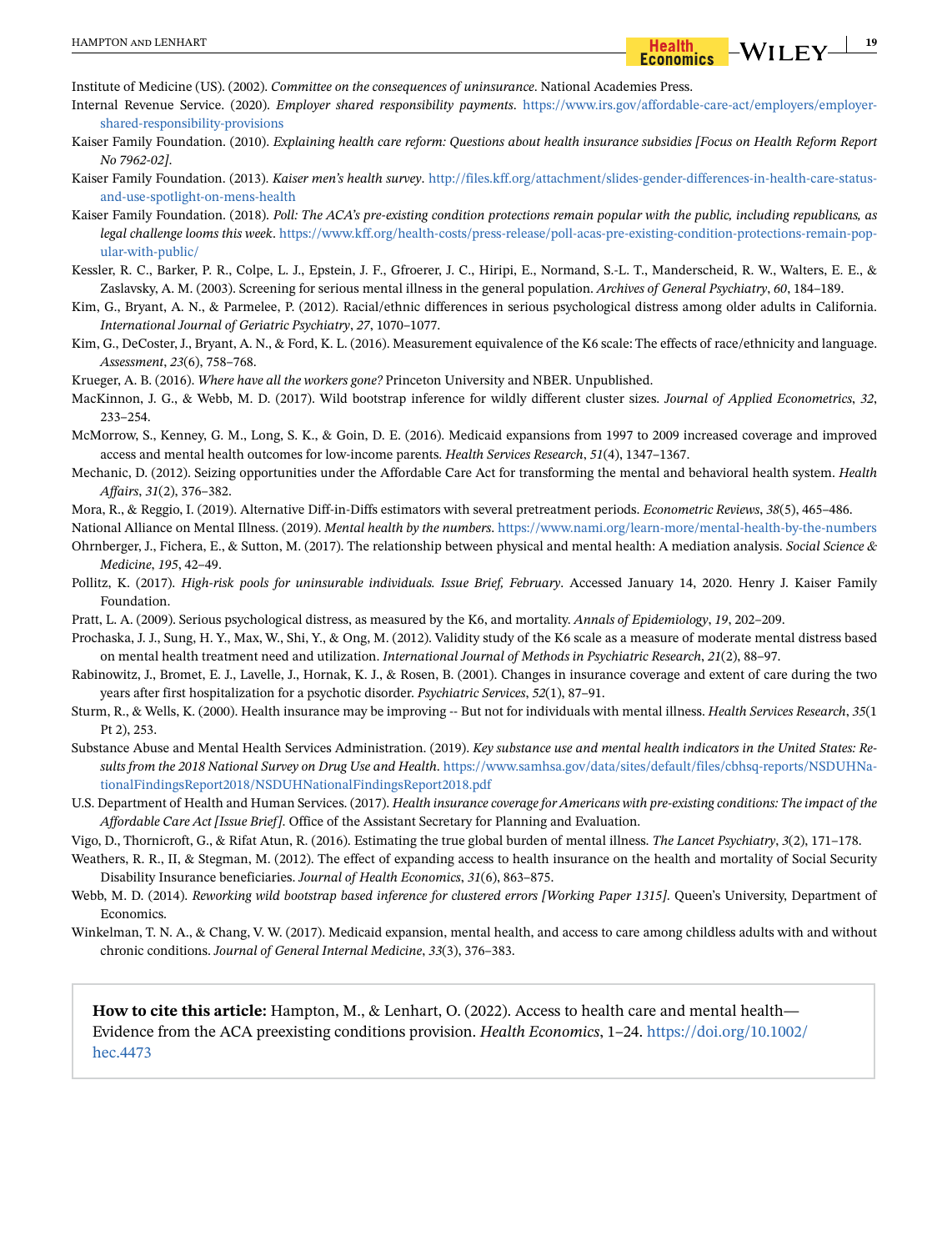Institute of Medicine (US). (2002). *Committee on the consequences of uninsurance*. National Academies Press.

Internal Revenue Service. (2020). *Employer shared responsibility payments*. https://www.irs.gov/affordable-care-act/employers/employer-shared-responsibility-provisions

Kaiser Family Foundation. (2010). *Explaining health care reform: Questions about health insurance subsidies [Focus on Health Reform Report No 7962-02]*.

Kaiser Family Foundation. (2013). *Kaiser men's health survey*. http://files.kff.org/attachment/slides-gender-differences-in-health-care-status-and-use-spotlight-on-mens-health

Kaiser Family Foundation. (2018). *Poll: The ACA's pre-existing condition protections remain popular with the public, including republicans, as legal challenge looms this week*. https://www.kff.org/health-costs/press-release/poll-acas-pre-existing-condition-protections-remain-popular-with-public/

Kessler, R. C., Barker, P. R., Colpe, L. J., Epstein, J. F., Gfroerer, J. C., Hiripi, E., Normand, S.-L. T., Manderscheid, R. W., Walters, E. E., & Zaslavsky, A. M. (2003). Screening for serious mental illness in the general population. *Archives of General Psychiatry*, *60*, 184–189.

Kim, G., Bryant, A. N., & Parmelee, P. (2012). Racial/ethnic differences in serious psychological distress among older adults in California. *International Journal of Geriatric Psychiatry*, *27*, 1070–1077.

Kim, G., DeCoster, J., Bryant, A. N., & Ford, K. L. (2016). Measurement equivalence of the K6 scale: The effects of race/ethnicity and language. *Assessment*, *23*(6), 758–768.

Krueger, A. B. (2016). *Where have all the workers gone?* Princeton University and NBER. Unpublished.

MacKinnon, J. G., & Webb, M. D. (2017). Wild bootstrap inference for wildly different cluster sizes. *Journal of Applied Econometrics*, *32*, 233–254.

McMorrow, S., Kenney, G. M., Long, S. K., & Goin, D. E. (2016). Medicaid expansions from 1997 to 2009 increased coverage and improved access and mental health outcomes for low-income parents. *Health Services Research*, *51*(4), 1347–1367.

Mechanic, D. (2012). Seizing opportunities under the Affordable Care Act for transforming the mental and behavioral health system. *Health Affairs*, *31*(2), 376–382.

Mora, R., & Reggio, I. (2019). Alternative Diff-in-Diffs estimators with several pretreatment periods. *Econometric Reviews*, *38*(5), 465–486.

National Alliance on Mental Illness. (2019). *Mental health by the numbers*. https://www.nami.org/learn-more/mental-health-by-the-numbers

Ohrnberger, J., Fichera, E., & Sutton, M. (2017). The relationship between physical and mental health: A mediation analysis. *Social Science & Medicine*, *195*, 42–49.

Pollitz, K. (2017). *High-risk pools for uninsurable individuals. Issue Brief, February*. Accessed January 14, 2020. Henry J. Kaiser Family Foundation.

Pratt, L. A. (2009). Serious psychological distress, as measured by the K6, and mortality. *Annals of Epidemiology*, *19*, 202–209.

Prochaska, J. J., Sung, H. Y., Max, W., Shi, Y., & Ong, M. (2012). Validity study of the K6 scale as a measure of moderate mental distress based on mental health treatment need and utilization. *International Journal of Methods in Psychiatric Research*, *21*(2), 88–97.

Rabinowitz, J., Bromet, E. J., Lavelle, J., Hornak, K. J., & Rosen, B. (2001). Changes in insurance coverage and extent of care during the two years after first hospitalization for a psychotic disorder. *Psychiatric Services*, *52*(1), 87–91.

Sturm, R., & Wells, K. (2000). Health insurance may be improving -- But not for individuals with mental illness. *Health Services Research*, *35*(1 Pt 2), 253.

Substance Abuse and Mental Health Services Administration. (2019). *Key substance use and mental health indicators in the United States: Results from the 2018 National Survey on Drug Use and Health*. https://www.samhsa.gov/data/sites/default/files/cbhsq-reports/NSDUHNationalFindingsReport2018/NSDUHNationalFindingsReport2018.pdf

U.S. Department of Health and Human Services. (2017). *Health insurance coverage for Americans with pre-existing conditions: The impact of the Affordable Care Act [Issue Brief]*. Office of the Assistant Secretary for Planning and Evaluation.

Vigo, D., Thornicroft, G., & Rifat Atun, R. (2016). Estimating the true global burden of mental illness. *The Lancet Psychiatry*, *3*(2), 171–178.

Weathers, R. R., II, & Stegman, M. (2012). The effect of expanding access to health insurance on the health and mortality of Social Security Disability Insurance beneficiaries. *Journal of Health Economics*, *31*(6), 863–875.

Webb, M. D. (2014). *Reworking wild bootstrap based inference for clustered errors [Working Paper 1315]*. Queen's University, Department of Economics.

Winkelman, T. N. A., & Chang, V. W. (2017). Medicaid expansion, mental health, and access to care among childless adults with and without chronic conditions. *Journal of General Internal Medicine*, *33*(3), 376–383.

**How to cite this article:** Hampton, M., & Lenhart, O. (2022). Access to health care and mental health—Evidence from the ACA preexisting conditions provision. *Health Economics*, 1–24. https://doi.org/10.1002/hec.4473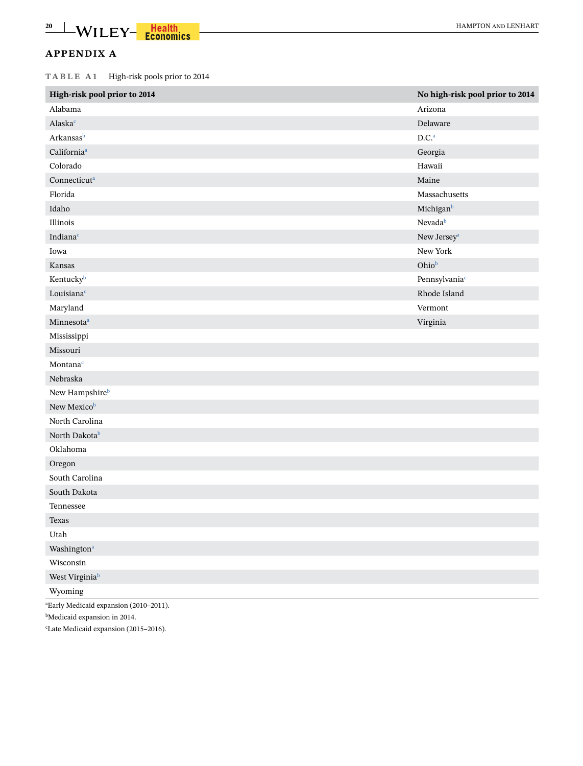## APPENDIX A

**TABLE A1** High-risk pools prior to 2014

| High-risk pool prior to 2014 | No high-risk pool prior to 2014 |
|---|---|
| Alabama | Arizona |
| Alaska[c] | Delaware |
| Arkansas[b] | D.C.[a] |
| California[a] | Georgia |
| Colorado | Hawaii |
| Connecticut[a] | Maine |
| Florida | Massachusetts |
| Idaho | Michigan[b] |
| Illinois | Nevada[b] |
| Indiana[c] | New Jersey[a] |
| Iowa | New York |
| Kansas | Ohio[b] |
| Kentucky[b] | Pennsylvania[c] |
| Louisiana[c] | Rhode Island |
| Maryland | Vermont |
| Minnesota[a] | Virginia |
| Mississippi | |
| Missouri | |
| Montana[c] | |
| Nebraska | |
| New Hampshire[b] | |
| New Mexico[b] | |
| North Carolina | |
| North Dakota[b] | |
| Oklahoma | |
| Oregon | |
| South Carolina | |
| South Dakota | |
| Tennessee | |
| Texas | |
| Utah | |
| Washington[a] | |
| Wisconsin | |
| West Virginia[b] | |
| Wyoming | |

[a]Early Medicaid expansion (2010–2011).

[b]Medicaid expansion in 2014.

[c]Late Medicaid expansion (2015–2016).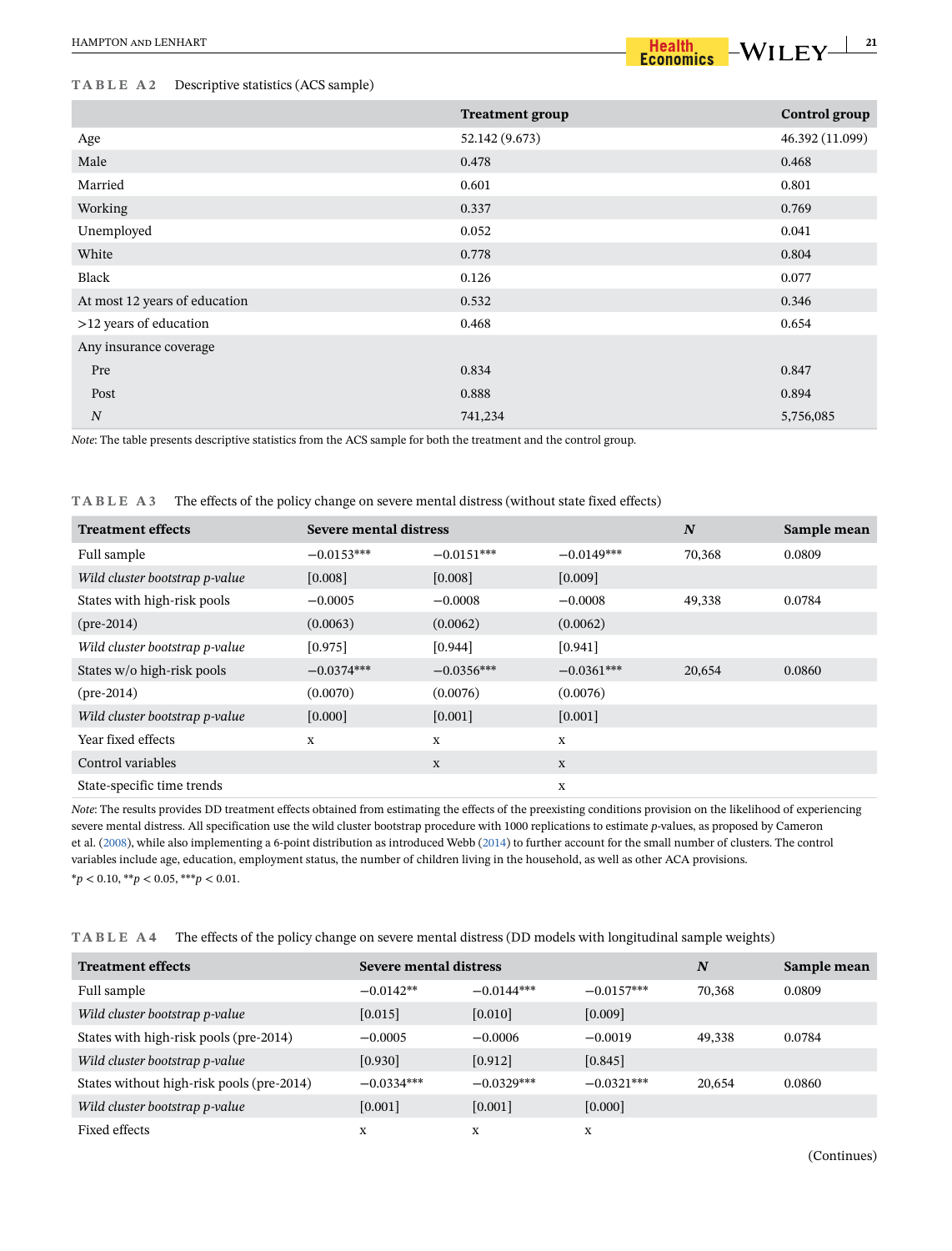**TABLE A2** Descriptive statistics (ACS sample)

| | Treatment group | Control group |
|---|---|---|
| Age | 52.142 (9.673) | 46.392 (11.099) |
| Male | 0.478 | 0.468 |
| Married | 0.601 | 0.801 |
| Working | 0.337 | 0.769 |
| Unemployed | 0.052 | 0.041 |
| White | 0.778 | 0.804 |
| Black | 0.126 | 0.077 |
| At most 12 years of education | 0.532 | 0.346 |
| >12 years of education | 0.468 | 0.654 |
| Any insurance coverage | | |
| Pre | 0.834 | 0.847 |
| Post | 0.888 | 0.894 |
| *N* | 741,234 | 5,756,085 |

*Note*: The table presents descriptive statistics from the ACS sample for both the treatment and the control group.

**TABLE A3** The effects of the policy change on severe mental distress (without state fixed effects)

| Treatment effects | Severe mental distress | | | *N* | Sample mean |
|---|---|---|---|---|---|
| Full sample | −0.0153*** | −0.0151*** | −0.0149*** | 70,368 | 0.0809 |
| *Wild cluster bootstrap p-value* | [0.008] | [0.008] | [0.009] | | |
| States with high-risk pools | −0.0005 | −0.0008 | −0.0008 | 49,338 | 0.0784 |
| (pre-2014) | (0.0063) | (0.0062) | (0.0062) | | |
| *Wild cluster bootstrap p-value* | [0.975] | [0.944] | [0.941] | | |
| States w/o high-risk pools | −0.0374*** | −0.0356*** | −0.0361*** | 20,654 | 0.0860 |
| (pre-2014) | (0.0070) | (0.0076) | (0.0076) | | |
| *Wild cluster bootstrap p-value* | [0.000] | [0.001] | [0.001] | | |
| Year fixed effects | x | x | x | | |
| Control variables | | x | x | | |
| State-specific time trends | | | x | | |

*Note*: The results provides DD treatment effects obtained from estimating the effects of the preexisting conditions provision on the likelihood of experiencing severe mental distress. All specification use the wild cluster bootstrap procedure with 1000 replications to estimate *p*-values, as proposed by Cameron et al. (2008), while also implementing a 6-point distribution as introduced Webb (2014) to further account for the small number of clusters. The control variables include age, education, employment status, the number of children living in the household, as well as other ACA provisions.

$^{*}p < 0.10$, $^{**}p < 0.05$, $^{***}p < 0.01$.

**TABLE A4** The effects of the policy change on severe mental distress (DD models with longitudinal sample weights)

| Treatment effects | Severe mental distress | | | *N* | Sample mean |
|---|---|---|---|---|---|
| Full sample | −0.0142** | −0.0144*** | −0.0157*** | 70,368 | 0.0809 |
| *Wild cluster bootstrap p-value* | [0.015] | [0.010] | [0.009] | | |
| States with high-risk pools (pre-2014) | −0.0005 | −0.0006 | −0.0019 | 49,338 | 0.0784 |
| *Wild cluster bootstrap p-value* | [0.930] | [0.912] | [0.845] | | |
| States without high-risk pools (pre-2014) | −0.0334*** | −0.0329*** | −0.0321*** | 20,654 | 0.0860 |
| *Wild cluster bootstrap p-value* | [0.001] | [0.001] | [0.000] | | |
| Fixed effects | x | x | x | | |

(Continues)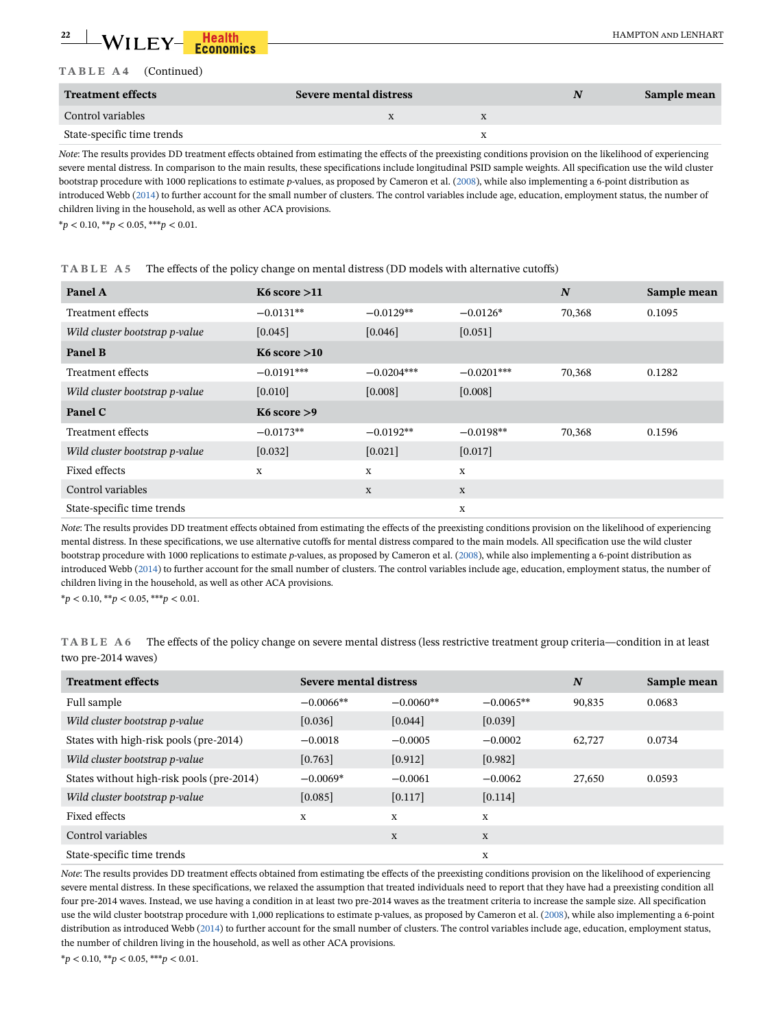**TABLE A4** (Continued)

| Treatment effects | Severe mental distress | | | N | Sample mean |
|---|---|---|---|---|---|
| Control variables | | x | x | | |
| State-specific time trends | | | x | | |

*Note*: The results provides DD treatment effects obtained from estimating the effects of the preexisting conditions provision on the likelihood of experiencing severe mental distress. In comparison to the main results, these specifications include longitudinal PSID sample weights. All specification use the wild cluster bootstrap procedure with 1000 replications to estimate *p*-values, as proposed by Cameron et al. (2008), while also implementing a 6-point distribution as introduced Webb (2014) to further account for the small number of clusters. The control variables include age, education, employment status, the number of children living in the household, as well as other ACA provisions.

$^{*}p < 0.10$, $^{**}p < 0.05$, $^{***}p < 0.01$.

**TABLE A5** The effects of the policy change on mental distress (DD models with alternative cutoffs)

| **Panel A** | **K6 score >11** | | | **N** | **Sample mean** |
|---|---|---|---|---|---|
| Treatment effects | −0.0131** | −0.0129** | −0.0126* | 70,368 | 0.1095 |
| *Wild cluster bootstrap p-value* | [0.045] | [0.046] | [0.051] | | |
| **Panel B** | **K6 score >10** | | | | |
| Treatment effects | −0.0191*** | −0.0204*** | −0.0201*** | 70,368 | 0.1282 |
| *Wild cluster bootstrap p-value* | [0.010] | [0.008] | [0.008] | | |
| **Panel C** | **K6 score >9** | | | | |
| Treatment effects | −0.0173** | −0.0192** | −0.0198** | 70,368 | 0.1596 |
| *Wild cluster bootstrap p-value* | [0.032] | [0.021] | [0.017] | | |
| Fixed effects | x | x | x | | |
| Control variables | | x | x | | |
| State-specific time trends | | | x | | |

*Note*: The results provides DD treatment effects obtained from estimating the effects of the preexisting conditions provision on the likelihood of experiencing mental distress. In these specifications, we use alternative cutoffs for mental distress compared to the main models. All specification use the wild cluster bootstrap procedure with 1000 replications to estimate *p*-values, as proposed by Cameron et al. (2008), while also implementing a 6-point distribution as introduced Webb (2014) to further account for the small number of clusters. The control variables include age, education, employment status, the number of children living in the household, as well as other ACA provisions.

$^{*}p < 0.10$, $^{**}p < 0.05$, $^{***}p < 0.01$.

**TABLE A6** The effects of the policy change on severe mental distress (less restrictive treatment group criteria—condition in at least two pre-2014 waves)

| **Treatment effects** | **Severe mental distress** | | | **N** | **Sample mean** |
|---|---|---|---|---|---|
| Full sample | −0.0066** | −0.0060** | −0.0065** | 90,835 | 0.0683 |
| *Wild cluster bootstrap p-value* | [0.036] | [0.044] | [0.039] | | |
| States with high-risk pools (pre-2014) | −0.0018 | −0.0005 | −0.0002 | 62,727 | 0.0734 |
| *Wild cluster bootstrap p-value* | [0.763] | [0.912] | [0.982] | | |
| States without high-risk pools (pre-2014) | −0.0069* | −0.0061 | −0.0062 | 27,650 | 0.0593 |
| *Wild cluster bootstrap p-value* | [0.085] | [0.117] | [0.114] | | |
| Fixed effects | x | x | x | | |
| Control variables | | x | x | | |
| State-specific time trends | | | x | | |

*Note*: The results provides DD treatment effects obtained from estimating tbe effects of the preexisting conditions provision on the likelihood of experiencing severe mental distress. In these specifications, we relaxed the assumption that treated individuals need to report that they have had a preexisting condition all four pre-2014 waves. Instead, we use having a condition in at least two pre-2014 waves as the treatment criteria to increase the sample size. All specification use the wild cluster bootstrap procedure with 1,000 replications to estimate p-values, as proposed by Cameron et al. (2008), while also implementing a 6-point distribution as introduced Webb (2014) to further account for the small number of clusters. The control variables include age, education, employment status, the number of children living in the household, as well as other ACA provisions.

$^{*}p < 0.10$, $^{**}p < 0.05$, $^{***}p < 0.01$.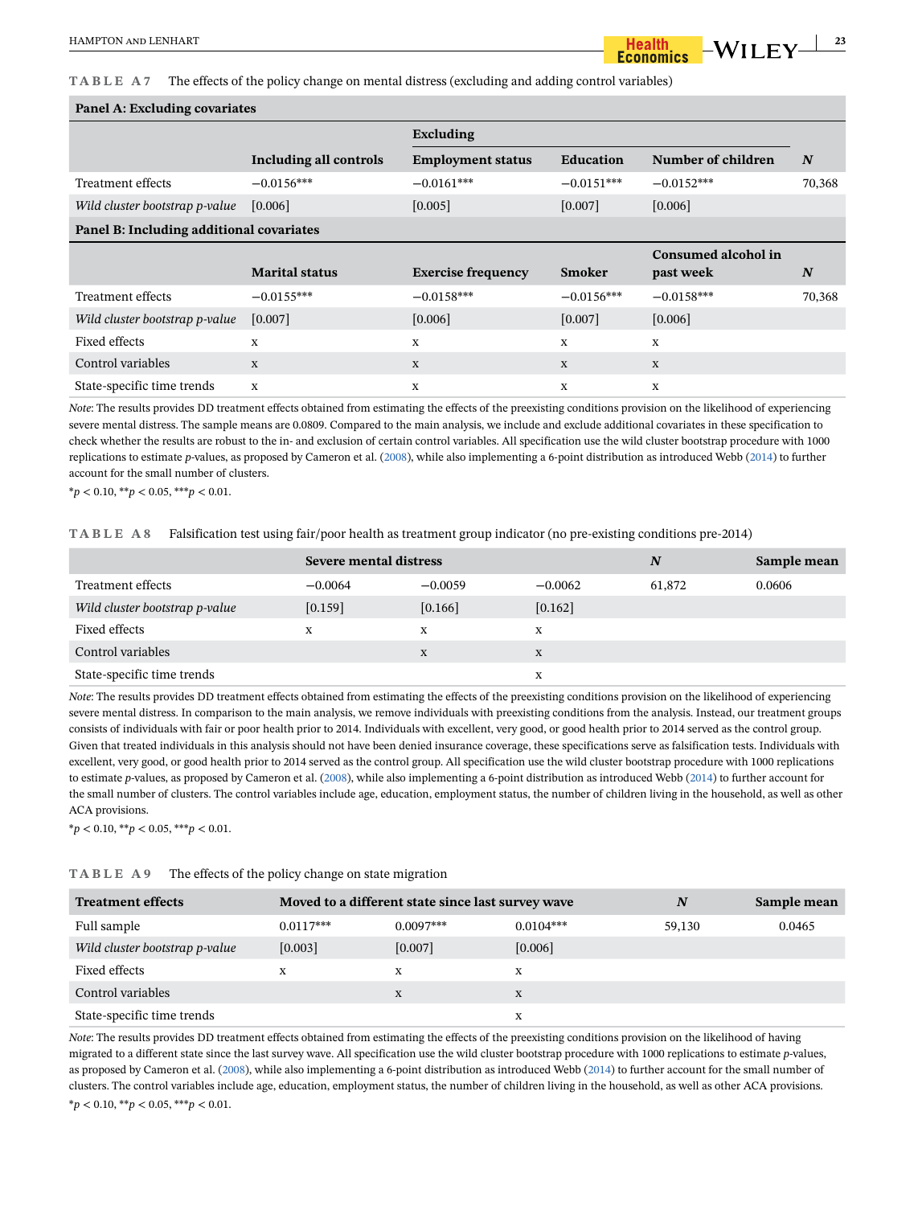**TABLE A7** The effects of the policy change on mental distress (excluding and adding control variables)

| **Panel A: Excluding covariates** | | | | | |
|---|---|---|---|---|---|
| | | **Excluding** | | | |
| | **Including all controls** | **Employment status** | **Education** | **Number of children** | ***N*** |
| Treatment effects | −0.0156*** | −0.0161*** | −0.0151*** | −0.0152*** | 70,368 |
| *Wild cluster bootstrap p-value* | [0.006] | [0.005] | [0.007] | [0.006] | |
| **Panel B: Including additional covariates** | | | | | |
| | **Marital status** | **Exercise frequency** | **Smoker** | **Consumed alcohol in past week** | ***N*** |
| Treatment effects | −0.0155*** | −0.0158*** | −0.0156*** | −0.0158*** | 70,368 |
| *Wild cluster bootstrap p-value* | [0.007] | [0.006] | [0.007] | [0.006] | |
| Fixed effects | x | x | x | x | |
| Control variables | x | x | x | x | |
| State-specific time trends | x | x | x | x | |

*Note*: The results provides DD treatment effects obtained from estimating the effects of the preexisting conditions provision on the likelihood of experiencing severe mental distress. The sample means are 0.0809. Compared to the main analysis, we include and exclude additional covariates in these specification to check whether the results are robust to the in- and exclusion of certain control variables. All specification use the wild cluster bootstrap procedure with 1000 replications to estimate *p*-values, as proposed by Cameron et al. (2008), while also implementing a 6-point distribution as introduced Webb (2014) to further account for the small number of clusters.

\*$p < 0.10$, \*\*$p < 0.05$, \*\*\*$p < 0.01$.

**TABLE A8** Falsification test using fair/poor health as treatment group indicator (no pre-existing conditions pre-2014)

| | **Severe mental distress** | | | ***N*** | **Sample mean** |
|---|---|---|---|---|---|
| Treatment effects | −0.0064 | −0.0059 | −0.0062 | 61,872 | 0.0606 |
| *Wild cluster bootstrap p-value* | [0.159] | [0.166] | [0.162] | | |
| Fixed effects | x | x | x | | |
| Control variables | | x | x | | |
| State-specific time trends | | | x | | |

*Note*: The results provides DD treatment effects obtained from estimating the effects of the preexisting conditions provision on the likelihood of experiencing severe mental distress. In comparison to the main analysis, we remove individuals with preexisting conditions from the analysis. Instead, our treatment groups consists of individuals with fair or poor health prior to 2014. Individuals with excellent, very good, or good health prior to 2014 served as the control group. Given that treated individuals in this analysis should not have been denied insurance coverage, these specifications serve as falsification tests. Individuals with excellent, very good, or good health prior to 2014 served as the control group. All specification use the wild cluster bootstrap procedure with 1000 replications to estimate *p*-values, as proposed by Cameron et al. (2008), while also implementing a 6-point distribution as introduced Webb (2014) to further account for the small number of clusters. The control variables include age, education, employment status, the number of children living in the household, as well as other ACA provisions.

\*$p < 0.10$, \*\*$p < 0.05$, \*\*\*$p < 0.01$.

**TABLE A9** The effects of the policy change on state migration

| **Treatment effects** | **Moved to a different state since last survey wave** | | | ***N*** | **Sample mean** |
|---|---|---|---|---|---|
| Full sample | 0.0117*** | 0.0097*** | 0.0104*** | 59,130 | 0.0465 |
| *Wild cluster bootstrap p-value* | [0.003] | [0.007] | [0.006] | | |
| Fixed effects | x | x | x | | |
| Control variables | | x | x | | |
| State-specific time trends | | | x | | |

*Note*: The results provides DD treatment effects obtained from estimating the effects of the preexisting conditions provision on the likelihood of having migrated to a different state since the last survey wave. All specification use the wild cluster bootstrap procedure with 1000 replications to estimate *p*-values, as proposed by Cameron et al. (2008), while also implementing a 6-point distribution as introduced Webb (2014) to further account for the small number of clusters. The control variables include age, education, employment status, the number of children living in the household, as well as other ACA provisions.

\*$p < 0.10$, \*\*$p < 0.05$, \*\*\*$p < 0.01$.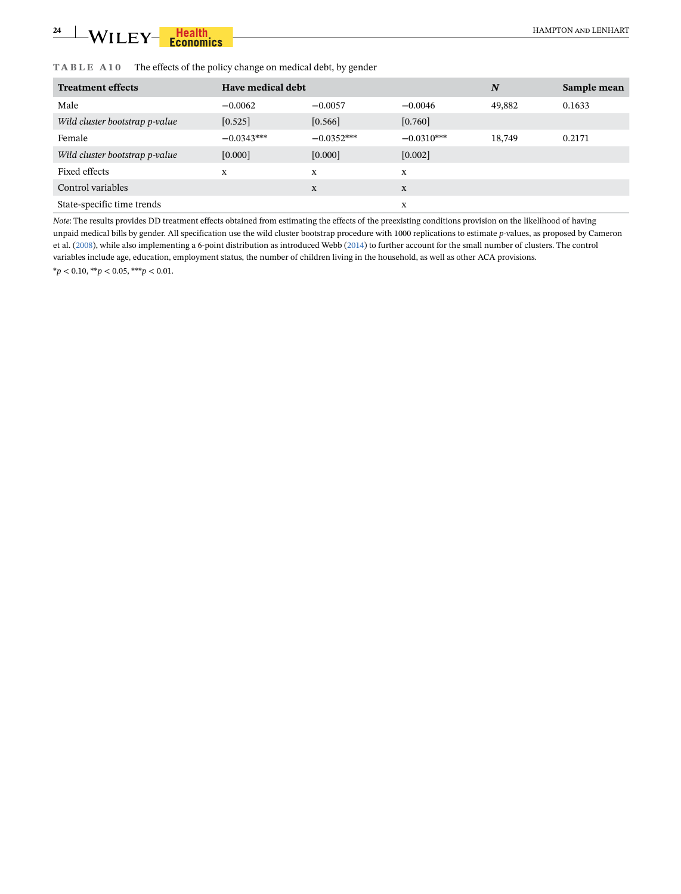**TABLE A10** The effects of the policy change on medical debt, by gender

| Treatment effects | Have medical debt | | | *N* | Sample mean |
|---|---|---|---|---|---|
| Male | −0.0062 | −0.0057 | −0.0046 | 49,882 | 0.1633 |
| *Wild cluster bootstrap p-value* | [0.525] | [0.566] | [0.760] | | |
| Female | −0.0343*** | −0.0352*** | −0.0310*** | 18,749 | 0.2171 |
| *Wild cluster bootstrap p-value* | [0.000] | [0.000] | [0.002] | | |
| Fixed effects | x | x | x | | |
| Control variables | | x | x | | |
| State-specific time trends | | | x | | |

*Note*: The results provides DD treatment effects obtained from estimating the effects of the preexisting conditions provision on the likelihood of having unpaid medical bills by gender. All specification use the wild cluster bootstrap procedure with 1000 replications to estimate *p*-values, as proposed by Cameron et al. (2008), while also implementing a 6-point distribution as introduced Webb (2014) to further account for the small number of clusters. The control variables include age, education, employment status, the number of children living in the household, as well as other ACA provisions.

*$p < 0.10$, **$p < 0.05$, ***$p < 0.01$.